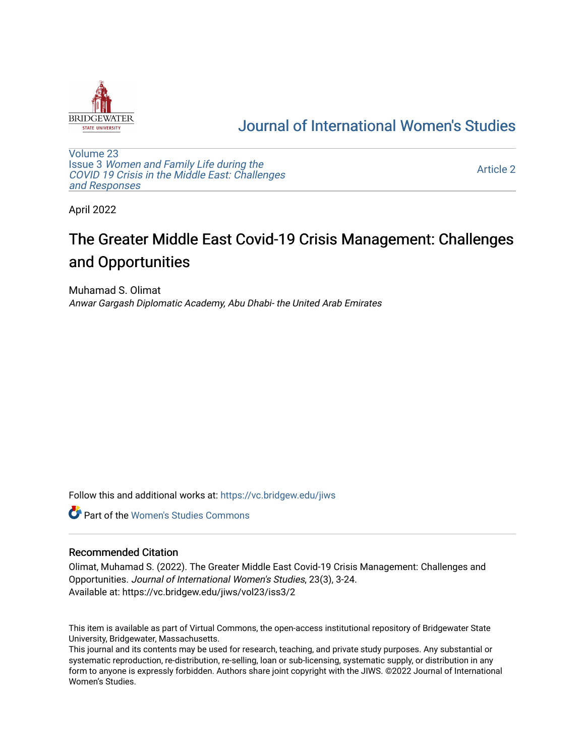# Journal of International Women's Studies

Volume 23
Issue 3 *Women and Family Life during the COVID 19 Crisis in the Middle East: Challenges and Responses*

Article 2

April 2022

# The Greater Middle East Covid-19 Crisis Management: Challenges and Opportunities

Muhamad S. Olimat
*Anwar Gargash Diplomatic Academy, Abu Dhabi- the United Arab Emirates*

Follow this and additional works at: https://vc.bridgew.edu/jiws

Part of the Women's Studies Commons

## Recommended Citation

Olimat, Muhamad S. (2022). The Greater Middle East Covid-19 Crisis Management: Challenges and Opportunities. *Journal of International Women's Studies*, 23(3), 3-24.
Available at: https://vc.bridgew.edu/jiws/vol23/iss3/2

This item is available as part of Virtual Commons, the open-access institutional repository of Bridgewater State University, Bridgewater, Massachusetts.
This journal and its contents may be used for research, teaching, and private study purposes. Any substantial or systematic reproduction, re-distribution, re-selling, loan or sub-licensing, systematic supply, or distribution in any form to anyone is expressly forbidden. Authors share joint copyright with the JIWS. ©2022 Journal of International Women's Studies.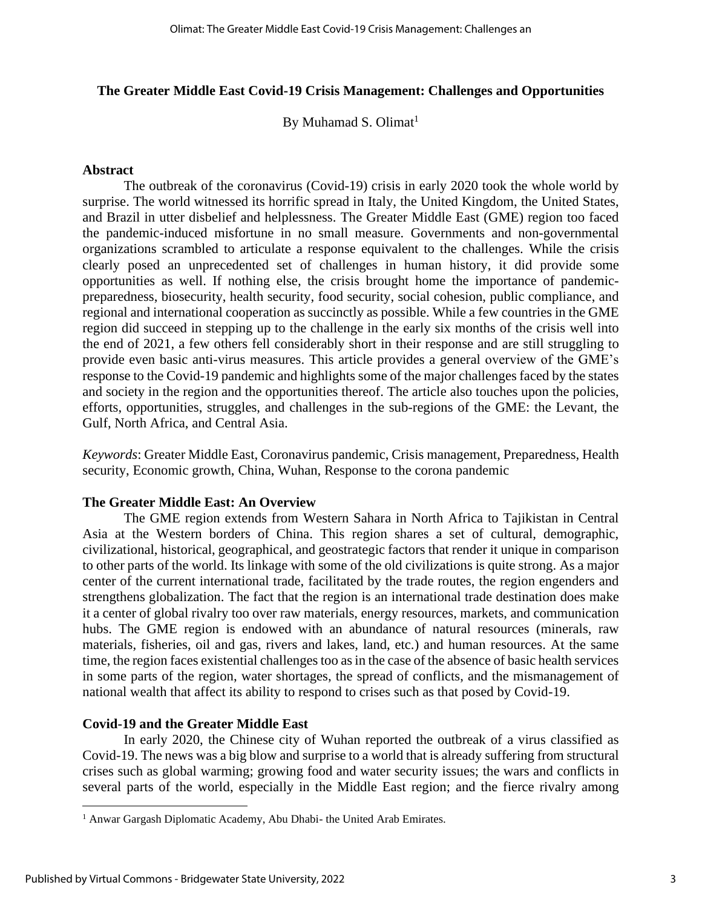## The Greater Middle East Covid-19 Crisis Management: Challenges and Opportunities

By Muhamad S. Olimat[1]

### Abstract

The outbreak of the coronavirus (Covid-19) crisis in early 2020 took the whole world by surprise. The world witnessed its horrific spread in Italy, the United Kingdom, the United States, and Brazil in utter disbelief and helplessness. The Greater Middle East (GME) region too faced the pandemic-induced misfortune in no small measure. Governments and non-governmental organizations scrambled to articulate a response equivalent to the challenges. While the crisis clearly posed an unprecedented set of challenges in human history, it did provide some opportunities as well. If nothing else, the crisis brought home the importance of pandemic-preparedness, biosecurity, health security, food security, social cohesion, public compliance, and regional and international cooperation as succinctly as possible. While a few countries in the GME region did succeed in stepping up to the challenge in the early six months of the crisis well into the end of 2021, a few others fell considerably short in their response and are still struggling to provide even basic anti-virus measures. This article provides a general overview of the GME's response to the Covid-19 pandemic and highlights some of the major challenges faced by the states and society in the region and the opportunities thereof. The article also touches upon the policies, efforts, opportunities, struggles, and challenges in the sub-regions of the GME: the Levant, the Gulf, North Africa, and Central Asia.

*Keywords*: Greater Middle East, Coronavirus pandemic, Crisis management, Preparedness, Health security, Economic growth, China, Wuhan, Response to the corona pandemic

### The Greater Middle East: An Overview

The GME region extends from Western Sahara in North Africa to Tajikistan in Central Asia at the Western borders of China. This region shares a set of cultural, demographic, civilizational, historical, geographical, and geostrategic factors that render it unique in comparison to other parts of the world. Its linkage with some of the old civilizations is quite strong. As a major center of the current international trade, facilitated by the trade routes, the region engenders and strengthens globalization. The fact that the region is an international trade destination does make it a center of global rivalry too over raw materials, energy resources, markets, and communication hubs. The GME region is endowed with an abundance of natural resources (minerals, raw materials, fisheries, oil and gas, rivers and lakes, land, etc.) and human resources. At the same time, the region faces existential challenges too as in the case of the absence of basic health services in some parts of the region, water shortages, the spread of conflicts, and the mismanagement of national wealth that affect its ability to respond to crises such as that posed by Covid-19.

### Covid-19 and the Greater Middle East

In early 2020, the Chinese city of Wuhan reported the outbreak of a virus classified as Covid-19. The news was a big blow and surprise to a world that is already suffering from structural crises such as global warming; growing food and water security issues; the wars and conflicts in several parts of the world, especially in the Middle East region; and the fierce rivalry among

---

[1] Anwar Gargash Diplomatic Academy, Abu Dhabi- the United Arab Emirates.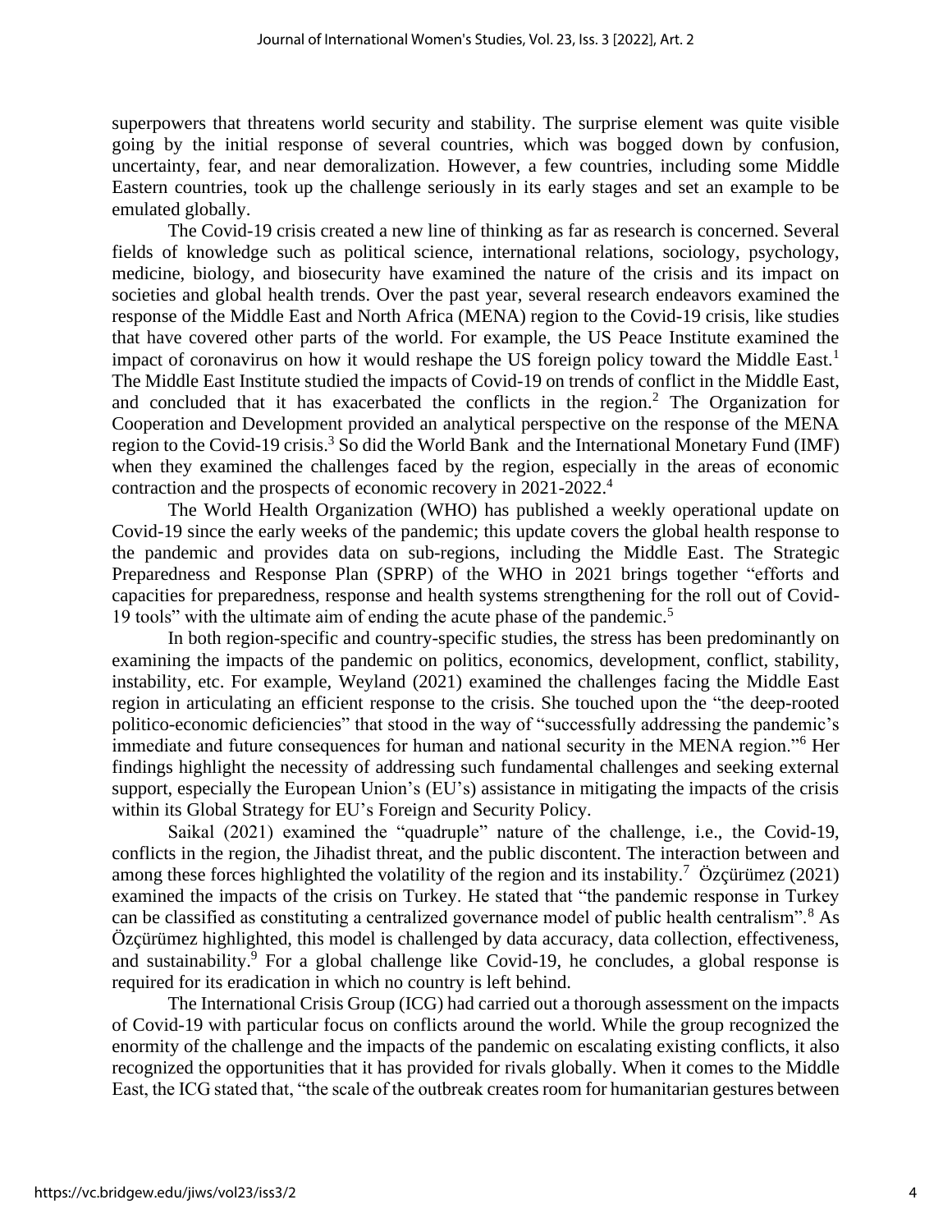superpowers that threatens world security and stability. The surprise element was quite visible going by the initial response of several countries, which was bogged down by confusion, uncertainty, fear, and near demoralization. However, a few countries, including some Middle Eastern countries, took up the challenge seriously in its early stages and set an example to be emulated globally.

The Covid-19 crisis created a new line of thinking as far as research is concerned. Several fields of knowledge such as political science, international relations, sociology, psychology, medicine, biology, and biosecurity have examined the nature of the crisis and its impact on societies and global health trends. Over the past year, several research endeavors examined the response of the Middle East and North Africa (MENA) region to the Covid-19 crisis, like studies that have covered other parts of the world. For example, the US Peace Institute examined the impact of coronavirus on how it would reshape the US foreign policy toward the Middle East.[1] The Middle East Institute studied the impacts of Covid-19 on trends of conflict in the Middle East, and concluded that it has exacerbated the conflicts in the region.[2] The Organization for Cooperation and Development provided an analytical perspective on the response of the MENA region to the Covid-19 crisis.[3] So did the World Bank and the International Monetary Fund (IMF) when they examined the challenges faced by the region, especially in the areas of economic contraction and the prospects of economic recovery in 2021-2022.[4]

The World Health Organization (WHO) has published a weekly operational update on Covid-19 since the early weeks of the pandemic; this update covers the global health response to the pandemic and provides data on sub-regions, including the Middle East. The Strategic Preparedness and Response Plan (SPRP) of the WHO in 2021 brings together "efforts and capacities for preparedness, response and health systems strengthening for the roll out of Covid-19 tools" with the ultimate aim of ending the acute phase of the pandemic.[5]

In both region-specific and country-specific studies, the stress has been predominantly on examining the impacts of the pandemic on politics, economics, development, conflict, stability, instability, etc. For example, Weyland (2021) examined the challenges facing the Middle East region in articulating an efficient response to the crisis. She touched upon the "the deep-rooted politico-economic deficiencies" that stood in the way of "successfully addressing the pandemic's immediate and future consequences for human and national security in the MENA region."[6] Her findings highlight the necessity of addressing such fundamental challenges and seeking external support, especially the European Union's (EU's) assistance in mitigating the impacts of the crisis within its Global Strategy for EU's Foreign and Security Policy.

Saikal (2021) examined the "quadruple" nature of the challenge, i.e., the Covid-19, conflicts in the region, the Jihadist threat, and the public discontent. The interaction between and among these forces highlighted the volatility of the region and its instability.[7] Özçürümez (2021) examined the impacts of the crisis on Turkey. He stated that "the pandemic response in Turkey can be classified as constituting a centralized governance model of public health centralism".[8] As Özçürümez highlighted, this model is challenged by data accuracy, data collection, effectiveness, and sustainability.[9] For a global challenge like Covid-19, he concludes, a global response is required for its eradication in which no country is left behind.

The International Crisis Group (ICG) had carried out a thorough assessment on the impacts of Covid-19 with particular focus on conflicts around the world. While the group recognized the enormity of the challenge and the impacts of the pandemic on escalating existing conflicts, it also recognized the opportunities that it has provided for rivals globally. When it comes to the Middle East, the ICG stated that, "the scale of the outbreak creates room for humanitarian gestures between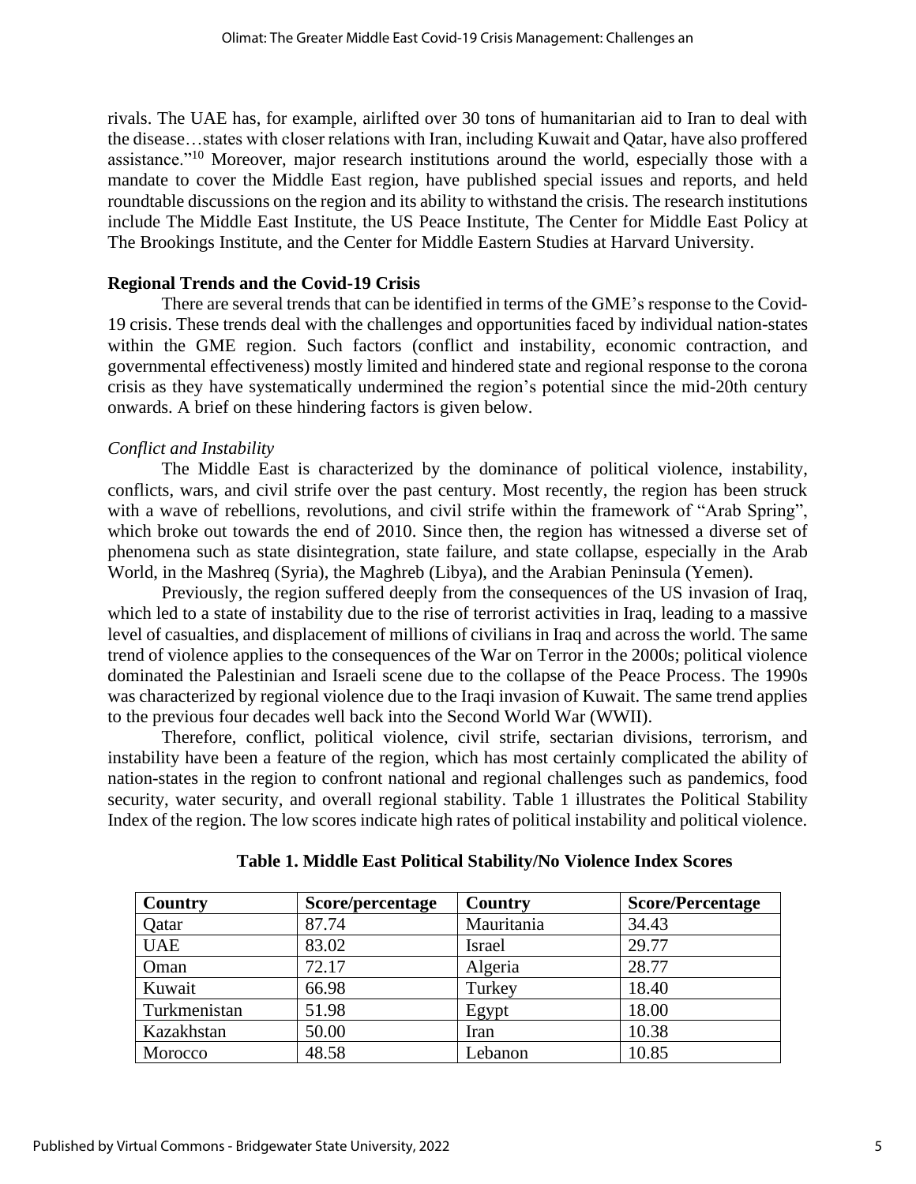rivals. The UAE has, for example, airlifted over 30 tons of humanitarian aid to Iran to deal with the disease…states with closer relations with Iran, including Kuwait and Qatar, have also proffered assistance."[10] Moreover, major research institutions around the world, especially those with a mandate to cover the Middle East region, have published special issues and reports, and held roundtable discussions on the region and its ability to withstand the crisis. The research institutions include The Middle East Institute, the US Peace Institute, The Center for Middle East Policy at The Brookings Institute, and the Center for Middle Eastern Studies at Harvard University.

**Regional Trends and the Covid-19 Crisis**

There are several trends that can be identified in terms of the GME's response to the Covid-19 crisis. These trends deal with the challenges and opportunities faced by individual nation-states within the GME region. Such factors (conflict and instability, economic contraction, and governmental effectiveness) mostly limited and hindered state and regional response to the corona crisis as they have systematically undermined the region's potential since the mid-20th century onwards. A brief on these hindering factors is given below.

*Conflict and Instability*

The Middle East is characterized by the dominance of political violence, instability, conflicts, wars, and civil strife over the past century. Most recently, the region has been struck with a wave of rebellions, revolutions, and civil strife within the framework of "Arab Spring", which broke out towards the end of 2010. Since then, the region has witnessed a diverse set of phenomena such as state disintegration, state failure, and state collapse, especially in the Arab World, in the Mashreq (Syria), the Maghreb (Libya), and the Arabian Peninsula (Yemen).

Previously, the region suffered deeply from the consequences of the US invasion of Iraq, which led to a state of instability due to the rise of terrorist activities in Iraq, leading to a massive level of casualties, and displacement of millions of civilians in Iraq and across the world. The same trend of violence applies to the consequences of the War on Terror in the 2000s; political violence dominated the Palestinian and Israeli scene due to the collapse of the Peace Process. The 1990s was characterized by regional violence due to the Iraqi invasion of Kuwait. The same trend applies to the previous four decades well back into the Second World War (WWII).

Therefore, conflict, political violence, civil strife, sectarian divisions, terrorism, and instability have been a feature of the region, which has most certainly complicated the ability of nation-states in the region to confront national and regional challenges such as pandemics, food security, water security, and overall regional stability. Table 1 illustrates the Political Stability Index of the region. The low scores indicate high rates of political instability and political violence.

**Table 1. Middle East Political Stability/No Violence Index Scores**

| Country | Score/percentage | Country | Score/Percentage |
|---|---|---|---|
| Qatar | 87.74 | Mauritania | 34.43 |
| UAE | 83.02 | Israel | 29.77 |
| Oman | 72.17 | Algeria | 28.77 |
| Kuwait | 66.98 | Turkey | 18.40 |
| Turkmenistan | 51.98 | Egypt | 18.00 |
| Kazakhstan | 50.00 | Iran | 10.38 |
| Morocco | 48.58 | Lebanon | 10.85 |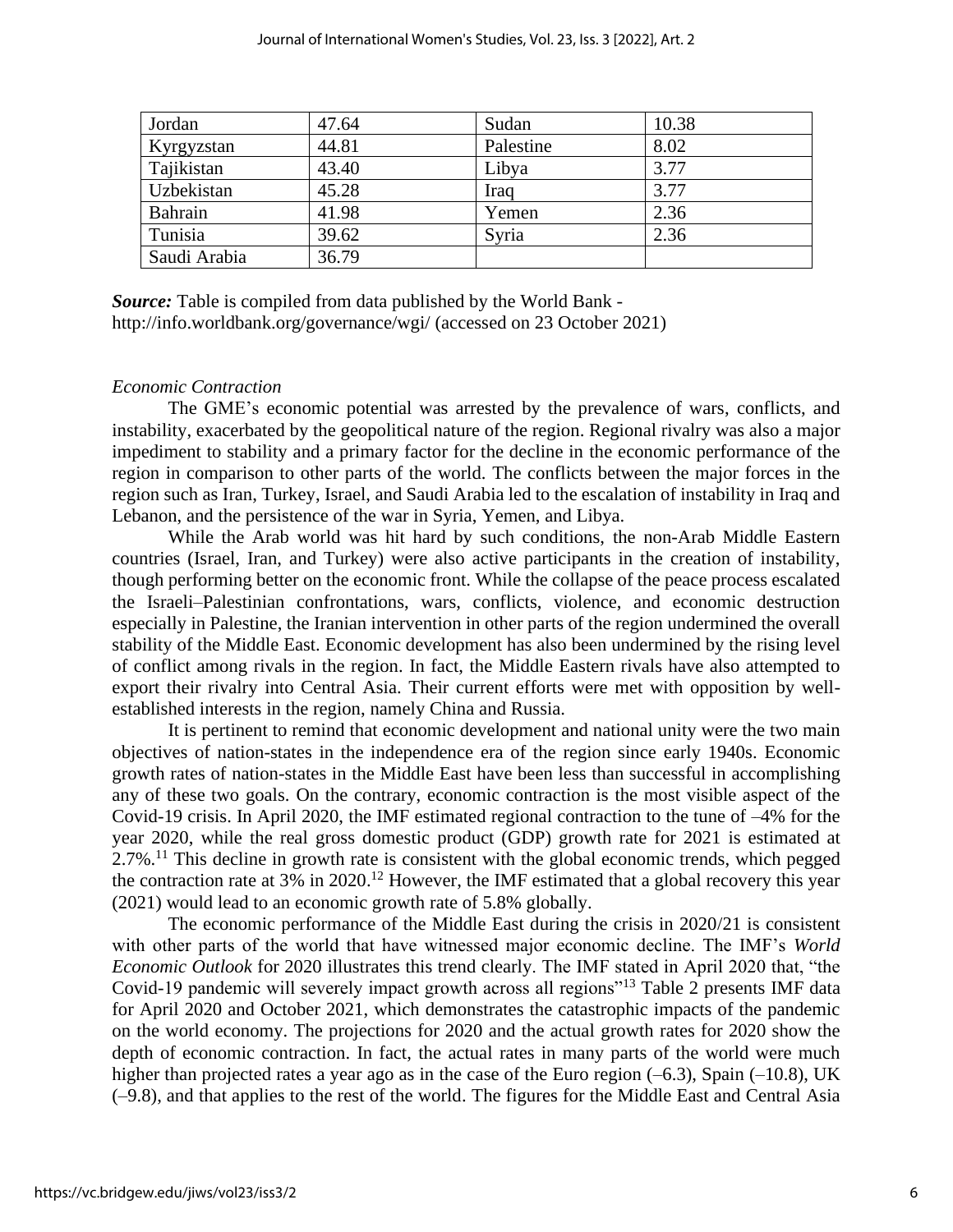| Jordan | 47.64 | Sudan | 10.38 |
|---|---|---|---|
| Kyrgyzstan | 44.81 | Palestine | 8.02 |
| Tajikistan | 43.40 | Libya | 3.77 |
| Uzbekistan | 45.28 | Iraq | 3.77 |
| Bahrain | 41.98 | Yemen | 2.36 |
| Tunisia | 39.62 | Syria | 2.36 |
| Saudi Arabia | 36.79 | | |

***Source:*** Table is compiled from data published by the World Bank - http://info.worldbank.org/governance/wgi/ (accessed on 23 October 2021)

*Economic Contraction*

The GME's economic potential was arrested by the prevalence of wars, conflicts, and instability, exacerbated by the geopolitical nature of the region. Regional rivalry was also a major impediment to stability and a primary factor for the decline in the economic performance of the region in comparison to other parts of the world. The conflicts between the major forces in the region such as Iran, Turkey, Israel, and Saudi Arabia led to the escalation of instability in Iraq and Lebanon, and the persistence of the war in Syria, Yemen, and Libya.

While the Arab world was hit hard by such conditions, the non-Arab Middle Eastern countries (Israel, Iran, and Turkey) were also active participants in the creation of instability, though performing better on the economic front. While the collapse of the peace process escalated the Israeli–Palestinian confrontations, wars, conflicts, violence, and economic destruction especially in Palestine, the Iranian intervention in other parts of the region undermined the overall stability of the Middle East. Economic development has also been undermined by the rising level of conflict among rivals in the region. In fact, the Middle Eastern rivals have also attempted to export their rivalry into Central Asia. Their current efforts were met with opposition by well-established interests in the region, namely China and Russia.

It is pertinent to remind that economic development and national unity were the two main objectives of nation-states in the independence era of the region since early 1940s. Economic growth rates of nation-states in the Middle East have been less than successful in accomplishing any of these two goals. On the contrary, economic contraction is the most visible aspect of the Covid-19 crisis. In April 2020, the IMF estimated regional contraction to the tune of –4% for the year 2020, while the real gross domestic product (GDP) growth rate for 2021 is estimated at 2.7%.[11] This decline in growth rate is consistent with the global economic trends, which pegged the contraction rate at 3% in 2020.[12] However, the IMF estimated that a global recovery this year (2021) would lead to an economic growth rate of 5.8% globally.

The economic performance of the Middle East during the crisis in 2020/21 is consistent with other parts of the world that have witnessed major economic decline. The IMF's *World Economic Outlook* for 2020 illustrates this trend clearly. The IMF stated in April 2020 that, "the Covid-19 pandemic will severely impact growth across all regions"[13] Table 2 presents IMF data for April 2020 and October 2021, which demonstrates the catastrophic impacts of the pandemic on the world economy. The projections for 2020 and the actual growth rates for 2020 show the depth of economic contraction. In fact, the actual rates in many parts of the world were much higher than projected rates a year ago as in the case of the Euro region (–6.3), Spain (–10.8), UK (–9.8), and that applies to the rest of the world. The figures for the Middle East and Central Asia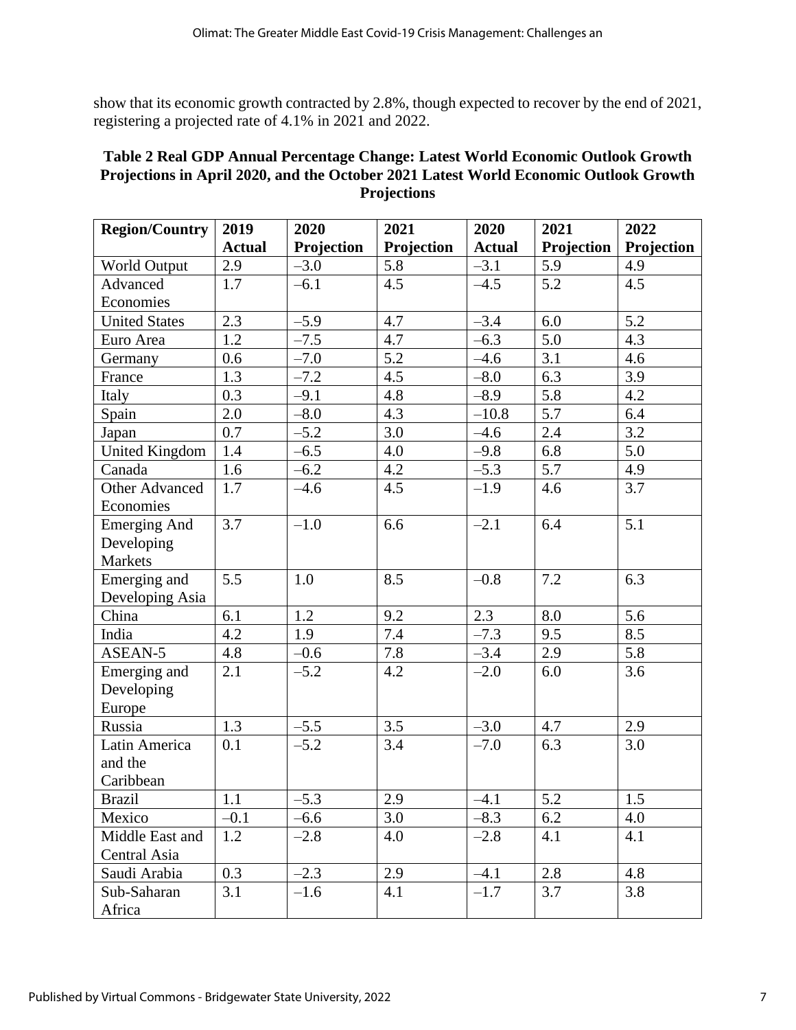show that its economic growth contracted by 2.8%, though expected to recover by the end of 2021, registering a projected rate of 4.1% in 2021 and 2022.

**Table 2 Real GDP Annual Percentage Change: Latest World Economic Outlook Growth Projections in April 2020, and the October 2021 Latest World Economic Outlook Growth Projections**

| Region/Country | 2019 Actual | 2020 Projection | 2021 Projection | 2020 Actual | 2021 Projection | 2022 Projection |
|---|---|---|---|---|---|---|
| World Output | 2.9 | –3.0 | 5.8 | –3.1 | 5.9 | 4.9 |
| Advanced Economies | 1.7 | –6.1 | 4.5 | –4.5 | 5.2 | 4.5 |
| United States | 2.3 | –5.9 | 4.7 | –3.4 | 6.0 | 5.2 |
| Euro Area | 1.2 | –7.5 | 4.7 | –6.3 | 5.0 | 4.3 |
| Germany | 0.6 | –7.0 | 5.2 | –4.6 | 3.1 | 4.6 |
| France | 1.3 | –7.2 | 4.5 | –8.0 | 6.3 | 3.9 |
| Italy | 0.3 | –9.1 | 4.8 | –8.9 | 5.8 | 4.2 |
| Spain | 2.0 | –8.0 | 4.3 | –10.8 | 5.7 | 6.4 |
| Japan | 0.7 | –5.2 | 3.0 | –4.6 | 2.4 | 3.2 |
| United Kingdom | 1.4 | –6.5 | 4.0 | –9.8 | 6.8 | 5.0 |
| Canada | 1.6 | –6.2 | 4.2 | –5.3 | 5.7 | 4.9 |
| Other Advanced Economies | 1.7 | –4.6 | 4.5 | –1.9 | 4.6 | 3.7 |
| Emerging And Developing Markets | 3.7 | –1.0 | 6.6 | –2.1 | 6.4 | 5.1 |
| Emerging and Developing Asia | 5.5 | 1.0 | 8.5 | –0.8 | 7.2 | 6.3 |
| China | 6.1 | 1.2 | 9.2 | 2.3 | 8.0 | 5.6 |
| India | 4.2 | 1.9 | 7.4 | –7.3 | 9.5 | 8.5 |
| ASEAN-5 | 4.8 | –0.6 | 7.8 | –3.4 | 2.9 | 5.8 |
| Emerging and Developing Europe | 2.1 | –5.2 | 4.2 | –2.0 | 6.0 | 3.6 |
| Russia | 1.3 | –5.5 | 3.5 | –3.0 | 4.7 | 2.9 |
| Latin America and the Caribbean | 0.1 | –5.2 | 3.4 | –7.0 | 6.3 | 3.0 |
| Brazil | 1.1 | –5.3 | 2.9 | –4.1 | 5.2 | 1.5 |
| Mexico | –0.1 | –6.6 | 3.0 | –8.3 | 6.2 | 4.0 |
| Middle East and Central Asia | 1.2 | –2.8 | 4.0 | –2.8 | 4.1 | 4.1 |
| Saudi Arabia | 0.3 | –2.3 | 2.9 | –4.1 | 2.8 | 4.8 |
| Sub-Saharan Africa | 3.1 | –1.6 | 4.1 | –1.7 | 3.7 | 3.8 |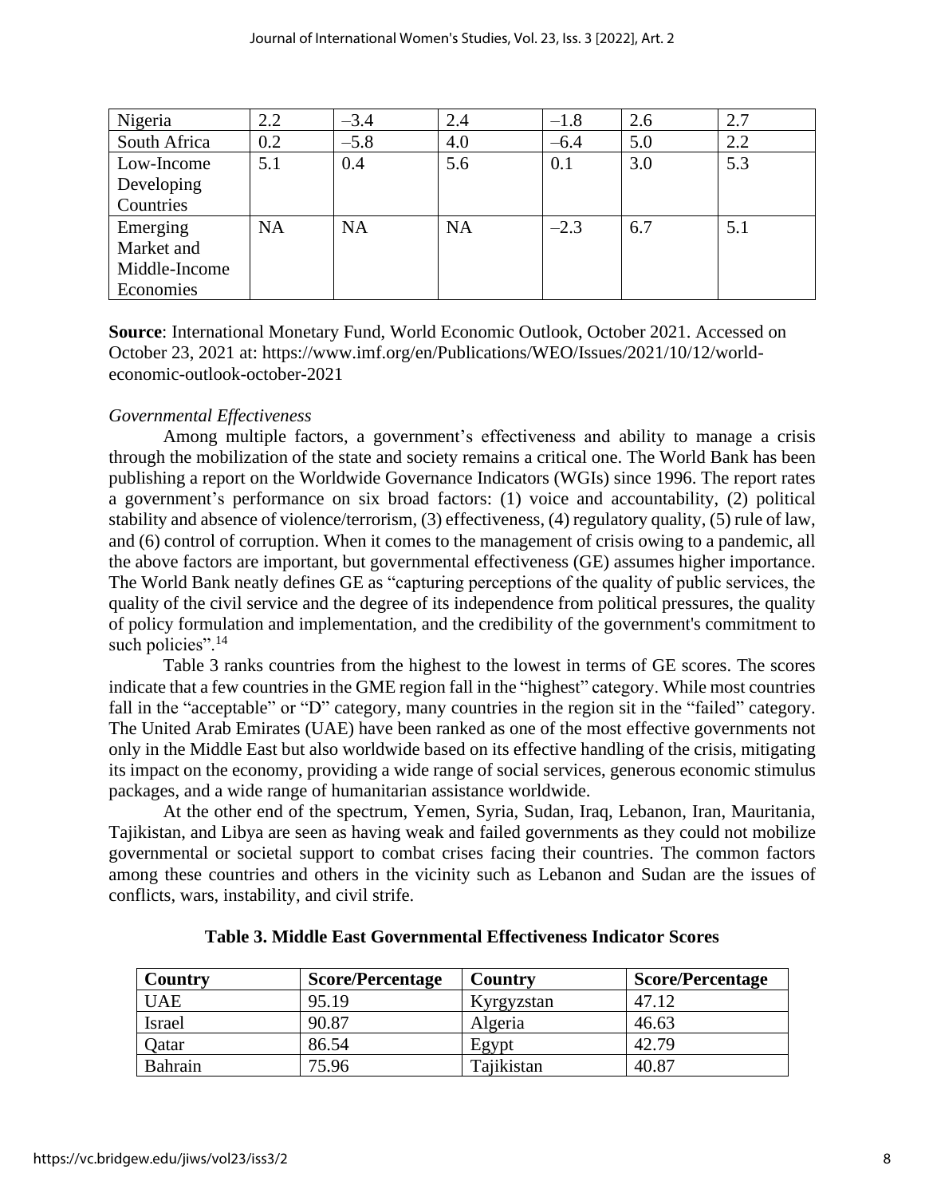| Nigeria | 2.2 | –3.4 | 2.4 | –1.8 | 2.6 | 2.7 |
|---|---|---|---|---|---|---|
| South Africa | 0.2 | –5.8 | 4.0 | –6.4 | 5.0 | 2.2 |
| Low-Income Developing Countries | 5.1 | 0.4 | 5.6 | 0.1 | 3.0 | 5.3 |
| Emerging Market and Middle-Income Economies | NA | NA | NA | –2.3 | 6.7 | 5.1 |

**Source**: International Monetary Fund, World Economic Outlook, October 2021. Accessed on October 23, 2021 at: https://www.imf.org/en/Publications/WEO/Issues/2021/10/12/world-economic-outlook-october-2021

*Governmental Effectiveness*

Among multiple factors, a government's effectiveness and ability to manage a crisis through the mobilization of the state and society remains a critical one. The World Bank has been publishing a report on the Worldwide Governance Indicators (WGIs) since 1996. The report rates a government's performance on six broad factors: (1) voice and accountability, (2) political stability and absence of violence/terrorism, (3) effectiveness, (4) regulatory quality, (5) rule of law, and (6) control of corruption. When it comes to the management of crisis owing to a pandemic, all the above factors are important, but governmental effectiveness (GE) assumes higher importance. The World Bank neatly defines GE as "capturing perceptions of the quality of public services, the quality of the civil service and the degree of its independence from political pressures, the quality of policy formulation and implementation, and the credibility of the government's commitment to such policies".[14]

Table 3 ranks countries from the highest to the lowest in terms of GE scores. The scores indicate that a few countries in the GME region fall in the "highest" category. While most countries fall in the "acceptable" or "D" category, many countries in the region sit in the "failed" category. The United Arab Emirates (UAE) have been ranked as one of the most effective governments not only in the Middle East but also worldwide based on its effective handling of the crisis, mitigating its impact on the economy, providing a wide range of social services, generous economic stimulus packages, and a wide range of humanitarian assistance worldwide.

At the other end of the spectrum, Yemen, Syria, Sudan, Iraq, Lebanon, Iran, Mauritania, Tajikistan, and Libya are seen as having weak and failed governments as they could not mobilize governmental or societal support to combat crises facing their countries. The common factors among these countries and others in the vicinity such as Lebanon and Sudan are the issues of conflicts, wars, instability, and civil strife.

**Table 3. Middle East Governmental Effectiveness Indicator Scores**

| Country | Score/Percentage | Country | Score/Percentage |
|---|---|---|---|
| UAE | 95.19 | Kyrgyzstan | 47.12 |
| Israel | 90.87 | Algeria | 46.63 |
| Qatar | 86.54 | Egypt | 42.79 |
| Bahrain | 75.96 | Tajikistan | 40.87 |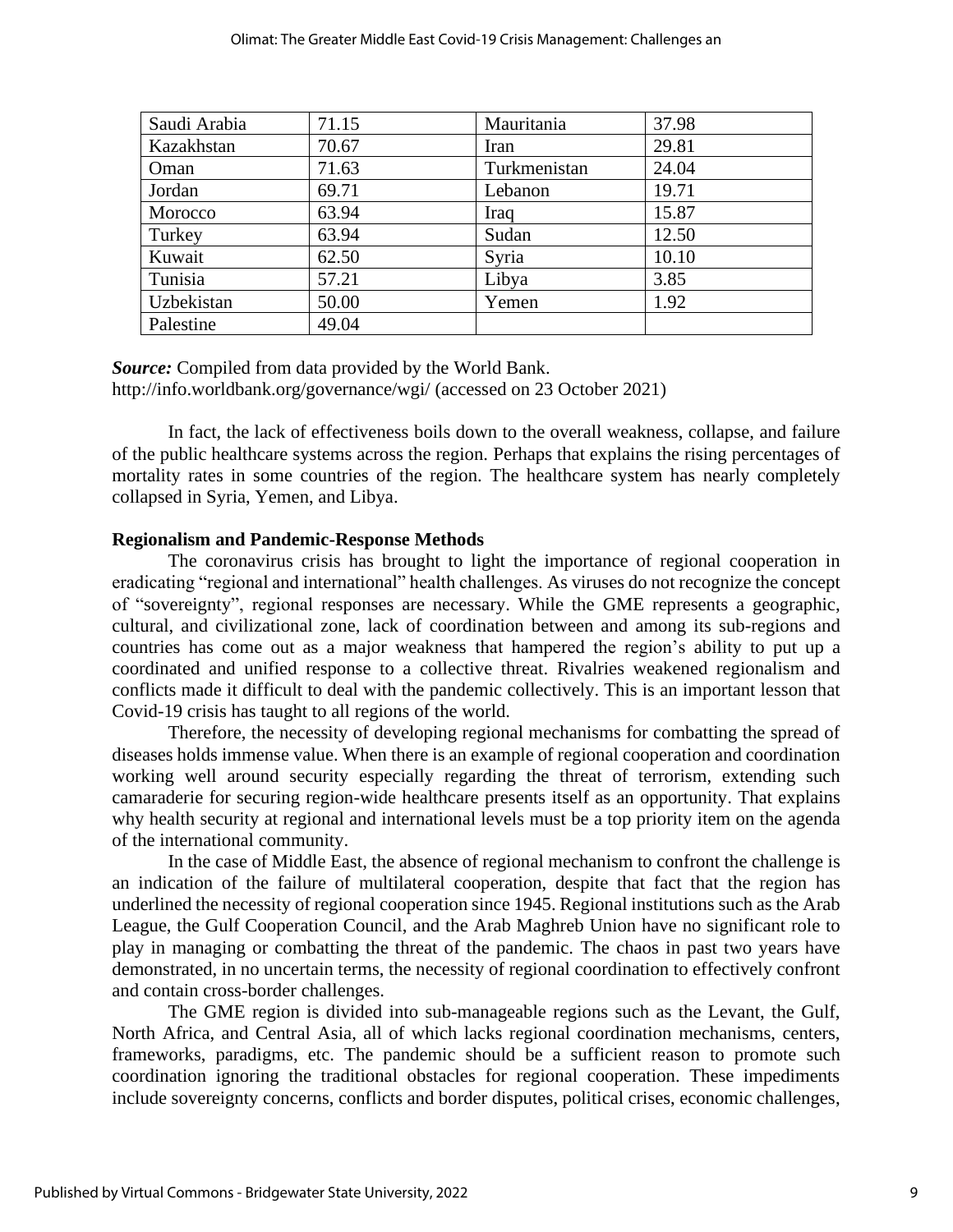| Saudi Arabia | 71.15 | Mauritania | 37.98 |
|---|---|---|---|
| Kazakhstan | 70.67 | Iran | 29.81 |
| Oman | 71.63 | Turkmenistan | 24.04 |
| Jordan | 69.71 | Lebanon | 19.71 |
| Morocco | 63.94 | Iraq | 15.87 |
| Turkey | 63.94 | Sudan | 12.50 |
| Kuwait | 62.50 | Syria | 10.10 |
| Tunisia | 57.21 | Libya | 3.85 |
| Uzbekistan | 50.00 | Yemen | 1.92 |
| Palestine | 49.04 | | |

***Source:*** Compiled from data provided by the World Bank. http://info.worldbank.org/governance/wgi/ (accessed on 23 October 2021)

In fact, the lack of effectiveness boils down to the overall weakness, collapse, and failure of the public healthcare systems across the region. Perhaps that explains the rising percentages of mortality rates in some countries of the region. The healthcare system has nearly completely collapsed in Syria, Yemen, and Libya.

**Regionalism and Pandemic-Response Methods**

The coronavirus crisis has brought to light the importance of regional cooperation in eradicating "regional and international" health challenges. As viruses do not recognize the concept of "sovereignty", regional responses are necessary. While the GME represents a geographic, cultural, and civilizational zone, lack of coordination between and among its sub-regions and countries has come out as a major weakness that hampered the region's ability to put up a coordinated and unified response to a collective threat. Rivalries weakened regionalism and conflicts made it difficult to deal with the pandemic collectively. This is an important lesson that Covid-19 crisis has taught to all regions of the world.

Therefore, the necessity of developing regional mechanisms for combatting the spread of diseases holds immense value. When there is an example of regional cooperation and coordination working well around security especially regarding the threat of terrorism, extending such camaraderie for securing region-wide healthcare presents itself as an opportunity. That explains why health security at regional and international levels must be a top priority item on the agenda of the international community.

In the case of Middle East, the absence of regional mechanism to confront the challenge is an indication of the failure of multilateral cooperation, despite that fact that the region has underlined the necessity of regional cooperation since 1945. Regional institutions such as the Arab League, the Gulf Cooperation Council, and the Arab Maghreb Union have no significant role to play in managing or combatting the threat of the pandemic. The chaos in past two years have demonstrated, in no uncertain terms, the necessity of regional coordination to effectively confront and contain cross-border challenges.

The GME region is divided into sub-manageable regions such as the Levant, the Gulf, North Africa, and Central Asia, all of which lacks regional coordination mechanisms, centers, frameworks, paradigms, etc. The pandemic should be a sufficient reason to promote such coordination ignoring the traditional obstacles for regional cooperation. These impediments include sovereignty concerns, conflicts and border disputes, political crises, economic challenges,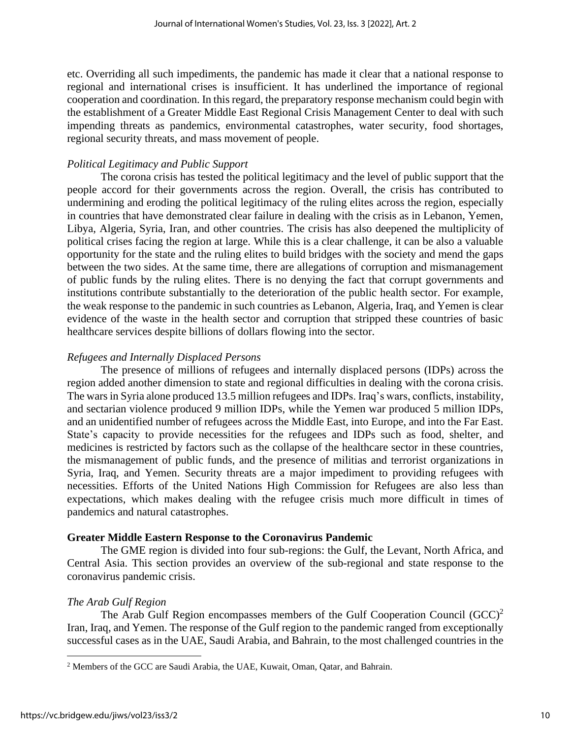etc. Overriding all such impediments, the pandemic has made it clear that a national response to regional and international crises is insufficient. It has underlined the importance of regional cooperation and coordination. In this regard, the preparatory response mechanism could begin with the establishment of a Greater Middle East Regional Crisis Management Center to deal with such impending threats as pandemics, environmental catastrophes, water security, food shortages, regional security threats, and mass movement of people.

*Political Legitimacy and Public Support*

The corona crisis has tested the political legitimacy and the level of public support that the people accord for their governments across the region. Overall, the crisis has contributed to undermining and eroding the political legitimacy of the ruling elites across the region, especially in countries that have demonstrated clear failure in dealing with the crisis as in Lebanon, Yemen, Libya, Algeria, Syria, Iran, and other countries. The crisis has also deepened the multiplicity of political crises facing the region at large. While this is a clear challenge, it can be also a valuable opportunity for the state and the ruling elites to build bridges with the society and mend the gaps between the two sides. At the same time, there are allegations of corruption and mismanagement of public funds by the ruling elites. There is no denying the fact that corrupt governments and institutions contribute substantially to the deterioration of the public health sector. For example, the weak response to the pandemic in such countries as Lebanon, Algeria, Iraq, and Yemen is clear evidence of the waste in the health sector and corruption that stripped these countries of basic healthcare services despite billions of dollars flowing into the sector.

*Refugees and Internally Displaced Persons*

The presence of millions of refugees and internally displaced persons (IDPs) across the region added another dimension to state and regional difficulties in dealing with the corona crisis. The wars in Syria alone produced 13.5 million refugees and IDPs. Iraq's wars, conflicts, instability, and sectarian violence produced 9 million IDPs, while the Yemen war produced 5 million IDPs, and an unidentified number of refugees across the Middle East, into Europe, and into the Far East. State's capacity to provide necessities for the refugees and IDPs such as food, shelter, and medicines is restricted by factors such as the collapse of the healthcare sector in these countries, the mismanagement of public funds, and the presence of militias and terrorist organizations in Syria, Iraq, and Yemen. Security threats are a major impediment to providing refugees with necessities. Efforts of the United Nations High Commission for Refugees are also less than expectations, which makes dealing with the refugee crisis much more difficult in times of pandemics and natural catastrophes.

## Greater Middle Eastern Response to the Coronavirus Pandemic

The GME region is divided into four sub-regions: the Gulf, the Levant, North Africa, and Central Asia. This section provides an overview of the sub-regional and state response to the coronavirus pandemic crisis.

*The Arab Gulf Region*

The Arab Gulf Region encompasses members of the Gulf Cooperation Council (GCC)[2] Iran, Iraq, and Yemen. The response of the Gulf region to the pandemic ranged from exceptionally successful cases as in the UAE, Saudi Arabia, and Bahrain, to the most challenged countries in the

[2] Members of the GCC are Saudi Arabia, the UAE, Kuwait, Oman, Qatar, and Bahrain.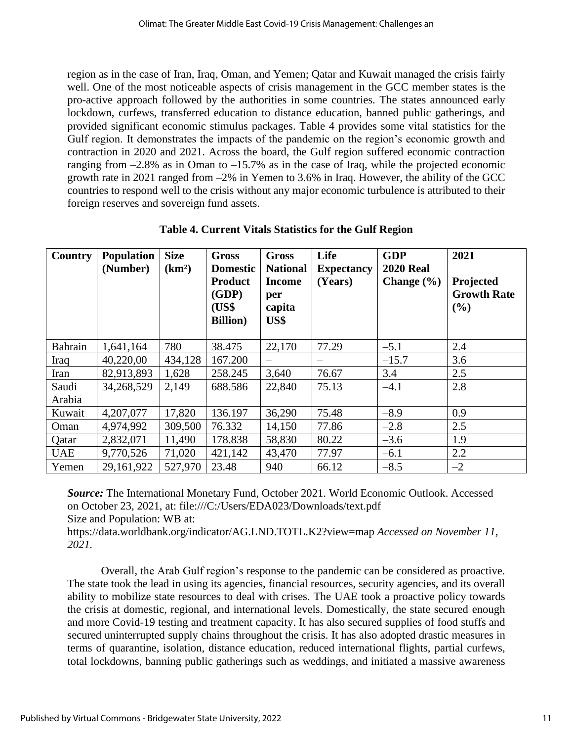region as in the case of Iran, Iraq, Oman, and Yemen; Qatar and Kuwait managed the crisis fairly well. One of the most noticeable aspects of crisis management in the GCC member states is the pro-active approach followed by the authorities in some countries. The states announced early lockdown, curfews, transferred education to distance education, banned public gatherings, and provided significant economic stimulus packages. Table 4 provides some vital statistics for the Gulf region. It demonstrates the impacts of the pandemic on the region's economic growth and contraction in 2020 and 2021. Across the board, the Gulf region suffered economic contraction ranging from –2.8% as in Oman to –15.7% as in the case of Iraq, while the projected economic growth rate in 2021 ranged from –2% in Yemen to 3.6% in Iraq. However, the ability of the GCC countries to respond well to the crisis without any major economic turbulence is attributed to their foreign reserves and sovereign fund assets.

**Table 4. Current Vitals Statistics for the Gulf Region**

| Country | Population (Number) | Size (km²) | Gross Domestic Product (GDP) (US$ Billion) | Gross National Income per capita US$ | Life Expectancy (Years) | GDP 2020 Real Change (%) | 2021 Projected Growth Rate (%) |
|---|---|---|---|---|---|---|---|
| Bahrain | 1,641,164 | 780 | 38.475 | 22,170 | 77.29 | –5.1 | 2.4 |
| Iraq | 40,220,00 | 434,128 | 167.200 | – | – | –15.7 | 3.6 |
| Iran | 82,913,893 | 1,628 | 258.245 | 3,640 | 76.67 | 3.4 | 2.5 |
| Saudi Arabia | 34,268,529 | 2,149 | 688.586 | 22,840 | 75.13 | –4.1 | 2.8 |
| Kuwait | 4,207,077 | 17,820 | 136.197 | 36,290 | 75.48 | –8.9 | 0.9 |
| Oman | 4,974,992 | 309,500 | 76.332 | 14,150 | 77.86 | –2.8 | 2.5 |
| Qatar | 2,832,071 | 11,490 | 178.838 | 58,830 | 80.22 | –3.6 | 1.9 |
| UAE | 9,770,526 | 71,020 | 421,142 | 43,470 | 77.97 | –6.1 | 2.2 |
| Yemen | 29,161,922 | 527,970 | 23.48 | 940 | 66.12 | –8.5 | –2 |

***Source:*** The International Monetary Fund, October 2021. World Economic Outlook. Accessed on October 23, 2021, at: file:///C:/Users/EDA023/Downloads/text.pdf
Size and Population: WB at:
https://data.worldbank.org/indicator/AG.LND.TOTL.K2?view=map *Accessed on November 11, 2021.*

Overall, the Arab Gulf region's response to the pandemic can be considered as proactive. The state took the lead in using its agencies, financial resources, security agencies, and its overall ability to mobilize state resources to deal with crises. The UAE took a proactive policy towards the crisis at domestic, regional, and international levels. Domestically, the state secured enough and more Covid-19 testing and treatment capacity. It has also secured supplies of food stuffs and secured uninterrupted supply chains throughout the crisis. It has also adopted drastic measures in terms of quarantine, isolation, distance education, reduced international flights, partial curfews, total lockdowns, banning public gatherings such as weddings, and initiated a massive awareness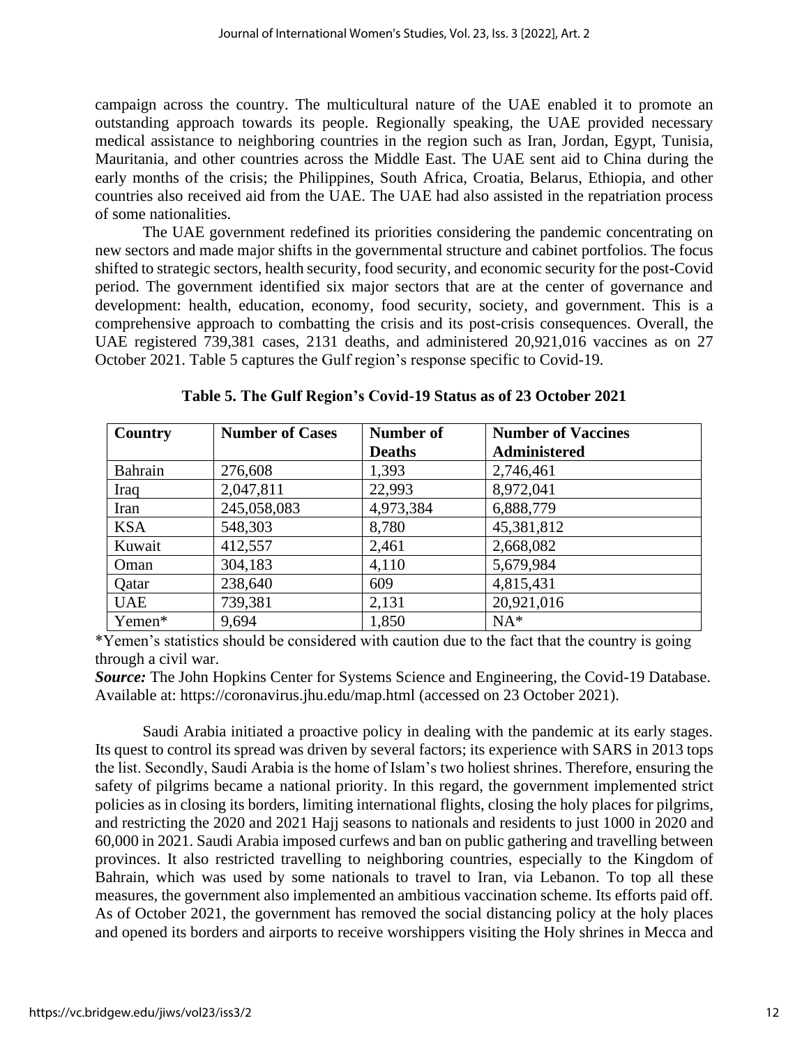campaign across the country. The multicultural nature of the UAE enabled it to promote an outstanding approach towards its people. Regionally speaking, the UAE provided necessary medical assistance to neighboring countries in the region such as Iran, Jordan, Egypt, Tunisia, Mauritania, and other countries across the Middle East. The UAE sent aid to China during the early months of the crisis; the Philippines, South Africa, Croatia, Belarus, Ethiopia, and other countries also received aid from the UAE. The UAE had also assisted in the repatriation process of some nationalities.

The UAE government redefined its priorities considering the pandemic concentrating on new sectors and made major shifts in the governmental structure and cabinet portfolios. The focus shifted to strategic sectors, health security, food security, and economic security for the post-Covid period. The government identified six major sectors that are at the center of governance and development: health, education, economy, food security, society, and government. This is a comprehensive approach to combatting the crisis and its post-crisis consequences. Overall, the UAE registered 739,381 cases, 2131 deaths, and administered 20,921,016 vaccines as on 27 October 2021. Table 5 captures the Gulf region's response specific to Covid-19.

**Table 5. The Gulf Region's Covid-19 Status as of 23 October 2021**

| Country | Number of Cases | Number of Deaths | Number of Vaccines Administered |
|---|---|---|---|
| Bahrain | 276,608 | 1,393 | 2,746,461 |
| Iraq | 2,047,811 | 22,993 | 8,972,041 |
| Iran | 245,058,083 | 4,973,384 | 6,888,779 |
| KSA | 548,303 | 8,780 | 45,381,812 |
| Kuwait | 412,557 | 2,461 | 2,668,082 |
| Oman | 304,183 | 4,110 | 5,679,984 |
| Qatar | 238,640 | 609 | 4,815,431 |
| UAE | 739,381 | 2,131 | 20,921,016 |
| Yemen* | 9,694 | 1,850 | NA* |

*Yemen's statistics should be considered with caution due to the fact that the country is going through a civil war.

***Source:*** The John Hopkins Center for Systems Science and Engineering, the Covid-19 Database. Available at: https://coronavirus.jhu.edu/map.html (accessed on 23 October 2021).

Saudi Arabia initiated a proactive policy in dealing with the pandemic at its early stages. Its quest to control its spread was driven by several factors; its experience with SARS in 2013 tops the list. Secondly, Saudi Arabia is the home of Islam's two holiest shrines. Therefore, ensuring the safety of pilgrims became a national priority. In this regard, the government implemented strict policies as in closing its borders, limiting international flights, closing the holy places for pilgrims, and restricting the 2020 and 2021 Hajj seasons to nationals and residents to just 1000 in 2020 and 60,000 in 2021. Saudi Arabia imposed curfews and ban on public gathering and travelling between provinces. It also restricted travelling to neighboring countries, especially to the Kingdom of Bahrain, which was used by some nationals to travel to Iran, via Lebanon. To top all these measures, the government also implemented an ambitious vaccination scheme. Its efforts paid off. As of October 2021, the government has removed the social distancing policy at the holy places and opened its borders and airports to receive worshippers visiting the Holy shrines in Mecca and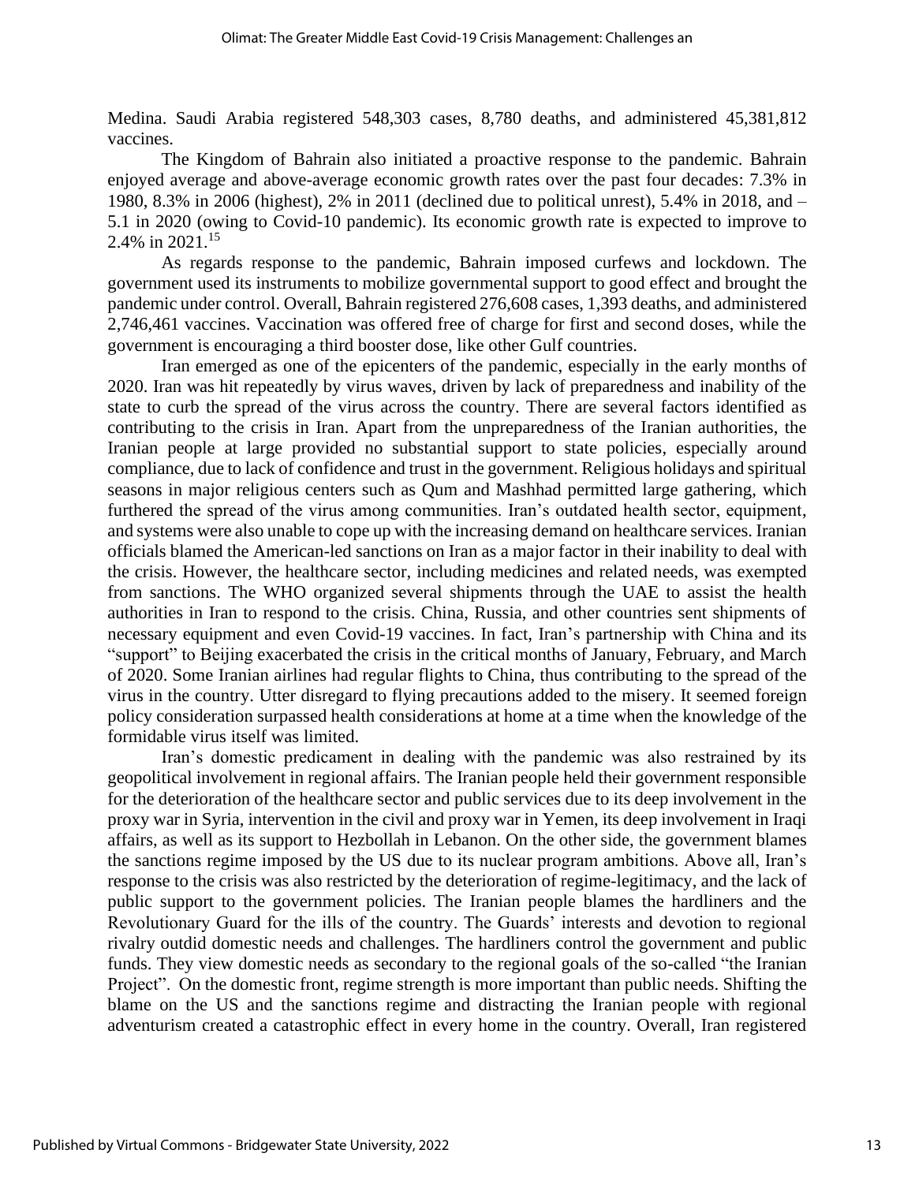Medina. Saudi Arabia registered 548,303 cases, 8,780 deaths, and administered 45,381,812 vaccines.

The Kingdom of Bahrain also initiated a proactive response to the pandemic. Bahrain enjoyed average and above-average economic growth rates over the past four decades: 7.3% in 1980, 8.3% in 2006 (highest), 2% in 2011 (declined due to political unrest), 5.4% in 2018, and – 5.1 in 2020 (owing to Covid-10 pandemic). Its economic growth rate is expected to improve to 2.4% in 2021.[15]

As regards response to the pandemic, Bahrain imposed curfews and lockdown. The government used its instruments to mobilize governmental support to good effect and brought the pandemic under control. Overall, Bahrain registered 276,608 cases, 1,393 deaths, and administered 2,746,461 vaccines. Vaccination was offered free of charge for first and second doses, while the government is encouraging a third booster dose, like other Gulf countries.

Iran emerged as one of the epicenters of the pandemic, especially in the early months of 2020. Iran was hit repeatedly by virus waves, driven by lack of preparedness and inability of the state to curb the spread of the virus across the country. There are several factors identified as contributing to the crisis in Iran. Apart from the unpreparedness of the Iranian authorities, the Iranian people at large provided no substantial support to state policies, especially around compliance, due to lack of confidence and trust in the government. Religious holidays and spiritual seasons in major religious centers such as Qum and Mashhad permitted large gathering, which furthered the spread of the virus among communities. Iran's outdated health sector, equipment, and systems were also unable to cope up with the increasing demand on healthcare services. Iranian officials blamed the American-led sanctions on Iran as a major factor in their inability to deal with the crisis. However, the healthcare sector, including medicines and related needs, was exempted from sanctions. The WHO organized several shipments through the UAE to assist the health authorities in Iran to respond to the crisis. China, Russia, and other countries sent shipments of necessary equipment and even Covid-19 vaccines. In fact, Iran's partnership with China and its "support" to Beijing exacerbated the crisis in the critical months of January, February, and March of 2020. Some Iranian airlines had regular flights to China, thus contributing to the spread of the virus in the country. Utter disregard to flying precautions added to the misery. It seemed foreign policy consideration surpassed health considerations at home at a time when the knowledge of the formidable virus itself was limited.

Iran's domestic predicament in dealing with the pandemic was also restrained by its geopolitical involvement in regional affairs. The Iranian people held their government responsible for the deterioration of the healthcare sector and public services due to its deep involvement in the proxy war in Syria, intervention in the civil and proxy war in Yemen, its deep involvement in Iraqi affairs, as well as its support to Hezbollah in Lebanon. On the other side, the government blames the sanctions regime imposed by the US due to its nuclear program ambitions. Above all, Iran's response to the crisis was also restricted by the deterioration of regime-legitimacy, and the lack of public support to the government policies. The Iranian people blames the hardliners and the Revolutionary Guard for the ills of the country. The Guards' interests and devotion to regional rivalry outdid domestic needs and challenges. The hardliners control the government and public funds. They view domestic needs as secondary to the regional goals of the so-called "the Iranian Project". On the domestic front, regime strength is more important than public needs. Shifting the blame on the US and the sanctions regime and distracting the Iranian people with regional adventurism created a catastrophic effect in every home in the country. Overall, Iran registered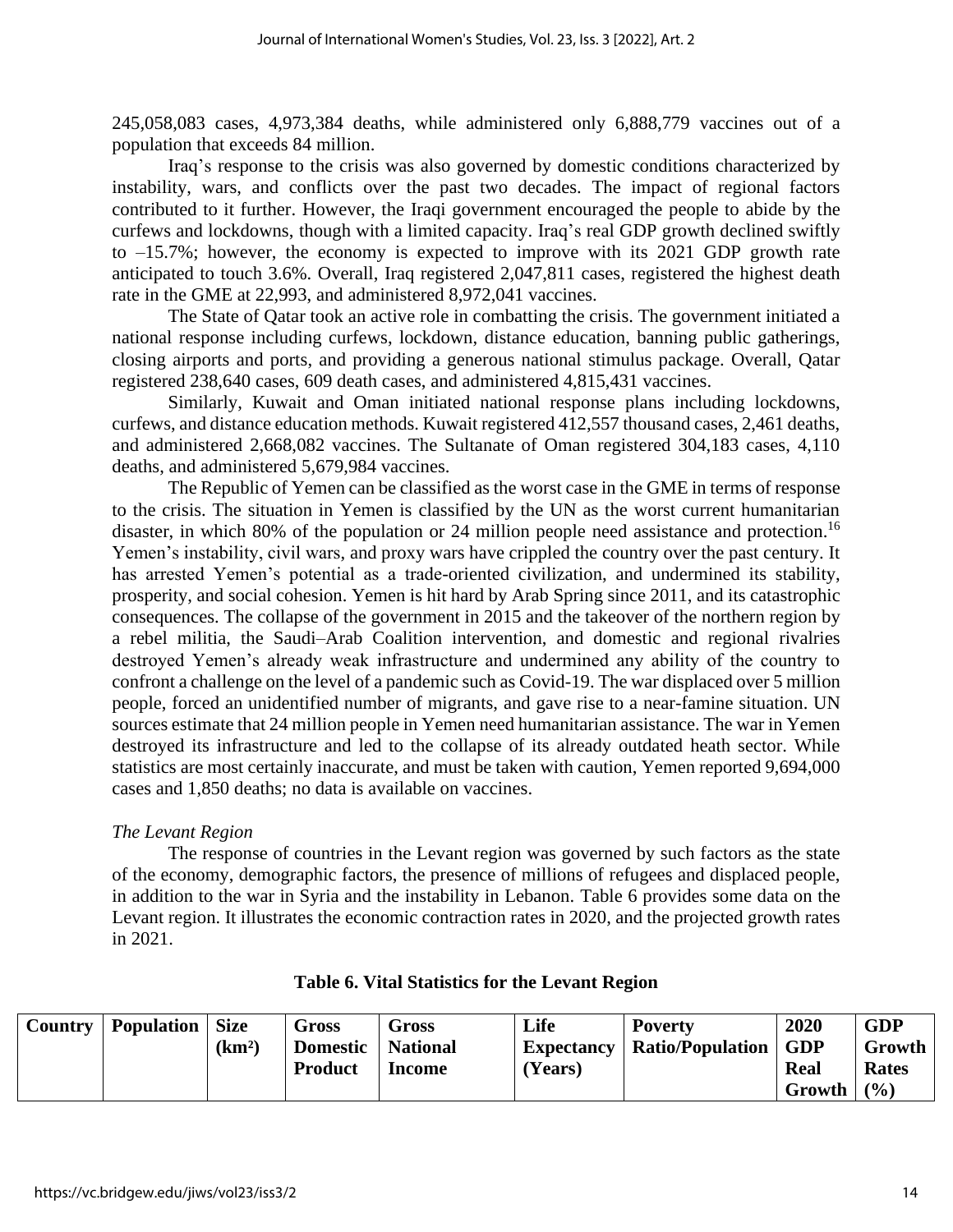245,058,083 cases, 4,973,384 deaths, while administered only 6,888,779 vaccines out of a population that exceeds 84 million.

Iraq's response to the crisis was also governed by domestic conditions characterized by instability, wars, and conflicts over the past two decades. The impact of regional factors contributed to it further. However, the Iraqi government encouraged the people to abide by the curfews and lockdowns, though with a limited capacity. Iraq's real GDP growth declined swiftly to –15.7%; however, the economy is expected to improve with its 2021 GDP growth rate anticipated to touch 3.6%. Overall, Iraq registered 2,047,811 cases, registered the highest death rate in the GME at 22,993, and administered 8,972,041 vaccines.

The State of Qatar took an active role in combatting the crisis. The government initiated a national response including curfews, lockdown, distance education, banning public gatherings, closing airports and ports, and providing a generous national stimulus package. Overall, Qatar registered 238,640 cases, 609 death cases, and administered 4,815,431 vaccines.

Similarly, Kuwait and Oman initiated national response plans including lockdowns, curfews, and distance education methods. Kuwait registered 412,557 thousand cases, 2,461 deaths, and administered 2,668,082 vaccines. The Sultanate of Oman registered 304,183 cases, 4,110 deaths, and administered 5,679,984 vaccines.

The Republic of Yemen can be classified as the worst case in the GME in terms of response to the crisis. The situation in Yemen is classified by the UN as the worst current humanitarian disaster, in which 80% of the population or 24 million people need assistance and protection.[16] Yemen's instability, civil wars, and proxy wars have crippled the country over the past century. It has arrested Yemen's potential as a trade-oriented civilization, and undermined its stability, prosperity, and social cohesion. Yemen is hit hard by Arab Spring since 2011, and its catastrophic consequences. The collapse of the government in 2015 and the takeover of the northern region by a rebel militia, the Saudi–Arab Coalition intervention, and domestic and regional rivalries destroyed Yemen's already weak infrastructure and undermined any ability of the country to confront a challenge on the level of a pandemic such as Covid-19. The war displaced over 5 million people, forced an unidentified number of migrants, and gave rise to a near-famine situation. UN sources estimate that 24 million people in Yemen need humanitarian assistance. The war in Yemen destroyed its infrastructure and led to the collapse of its already outdated heath sector. While statistics are most certainly inaccurate, and must be taken with caution, Yemen reported 9,694,000 cases and 1,850 deaths; no data is available on vaccines.

*The Levant Region*

The response of countries in the Levant region was governed by such factors as the state of the economy, demographic factors, the presence of millions of refugees and displaced people, in addition to the war in Syria and the instability in Lebanon. Table 6 provides some data on the Levant region. It illustrates the economic contraction rates in 2020, and the projected growth rates in 2021.

**Table 6. Vital Statistics for the Levant Region**

| Country | Population | Size (km²) | Gross Domestic Product | Gross National Income | Life Expectancy (Years) | Poverty Ratio/Population | 2020 GDP Real Growth | GDP Growth Rates (%) |
|---|---|---|---|---|---|---|---|---|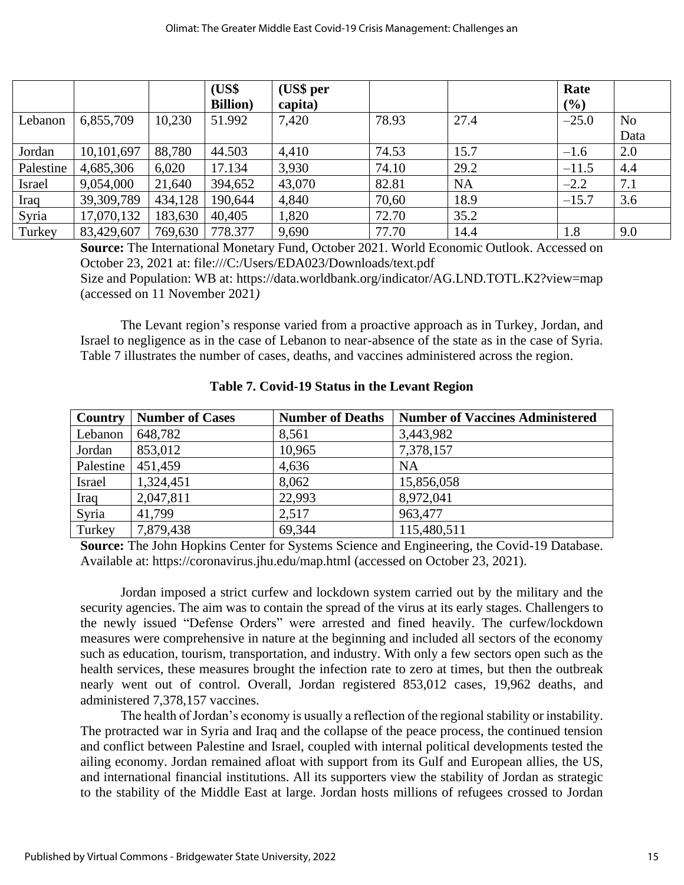| | | | (US$ Billion) | (US$ per capita) | | | Rate (%) | |
|---|---|---|---|---|---|---|---|---|
| Lebanon | 6,855,709 | 10,230 | 51.992 | 7,420 | 78.93 | 27.4 | –25.0 | No Data |
| Jordan | 10,101,697 | 88,780 | 44.503 | 4,410 | 74.53 | 15.7 | –1.6 | 2.0 |
| Palestine | 4,685,306 | 6,020 | 17.134 | 3,930 | 74.10 | 29.2 | –11.5 | 4.4 |
| Israel | 9,054,000 | 21,640 | 394,652 | 43,070 | 82.81 | NA | –2.2 | 7.1 |
| Iraq | 39,309,789 | 434,128 | 190,644 | 4,840 | 70,60 | 18.9 | –15.7 | 3.6 |
| Syria | 17,070,132 | 183,630 | 40,405 | 1,820 | 72.70 | 35.2 | | |
| Turkey | 83,429,607 | 769,630 | 778.377 | 9,690 | 77.70 | 14.4 | 1.8 | 9.0 |

**Source:** The International Monetary Fund, October 2021. World Economic Outlook. Accessed on October 23, 2021 at: file:///C:/Users/EDA023/Downloads/text.pdf
Size and Population: WB at: https://data.worldbank.org/indicator/AG.LND.TOTL.K2?view=map (accessed on 11 November 2021*)*

The Levant region's response varied from a proactive approach as in Turkey, Jordan, and Israel to negligence as in the case of Lebanon to near-absence of the state as in the case of Syria. Table 7 illustrates the number of cases, deaths, and vaccines administered across the region.

**Table 7. Covid-19 Status in the Levant Region**

| Country | Number of Cases | Number of Deaths | Number of Vaccines Administered |
|---|---|---|---|
| Lebanon | 648,782 | 8,561 | 3,443,982 |
| Jordan | 853,012 | 10,965 | 7,378,157 |
| Palestine | 451,459 | 4,636 | NA |
| Israel | 1,324,451 | 8,062 | 15,856,058 |
| Iraq | 2,047,811 | 22,993 | 8,972,041 |
| Syria | 41,799 | 2,517 | 963,477 |
| Turkey | 7,879,438 | 69,344 | 115,480,511 |

**Source:** The John Hopkins Center for Systems Science and Engineering, the Covid-19 Database. Available at: https://coronavirus.jhu.edu/map.html (accessed on October 23, 2021).

Jordan imposed a strict curfew and lockdown system carried out by the military and the security agencies. The aim was to contain the spread of the virus at its early stages. Challengers to the newly issued "Defense Orders" were arrested and fined heavily. The curfew/lockdown measures were comprehensive in nature at the beginning and included all sectors of the economy such as education, tourism, transportation, and industry. With only a few sectors open such as the health services, these measures brought the infection rate to zero at times, but then the outbreak nearly went out of control. Overall, Jordan registered 853,012 cases, 19,962 deaths, and administered 7,378,157 vaccines.

The health of Jordan's economy is usually a reflection of the regional stability or instability. The protracted war in Syria and Iraq and the collapse of the peace process, the continued tension and conflict between Palestine and Israel, coupled with internal political developments tested the ailing economy. Jordan remained afloat with support from its Gulf and European allies, the US, and international financial institutions. All its supporters view the stability of Jordan as strategic to the stability of the Middle East at large. Jordan hosts millions of refugees crossed to Jordan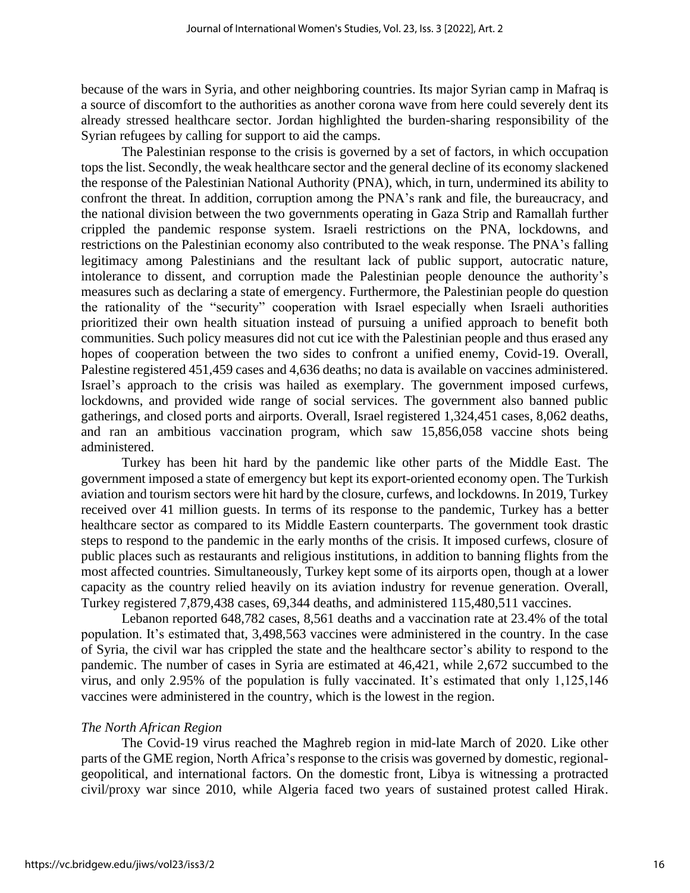because of the wars in Syria, and other neighboring countries. Its major Syrian camp in Mafraq is a source of discomfort to the authorities as another corona wave from here could severely dent its already stressed healthcare sector. Jordan highlighted the burden-sharing responsibility of the Syrian refugees by calling for support to aid the camps.

The Palestinian response to the crisis is governed by a set of factors, in which occupation tops the list. Secondly, the weak healthcare sector and the general decline of its economy slackened the response of the Palestinian National Authority (PNA), which, in turn, undermined its ability to confront the threat. In addition, corruption among the PNA's rank and file, the bureaucracy, and the national division between the two governments operating in Gaza Strip and Ramallah further crippled the pandemic response system. Israeli restrictions on the PNA, lockdowns, and restrictions on the Palestinian economy also contributed to the weak response. The PNA's falling legitimacy among Palestinians and the resultant lack of public support, autocratic nature, intolerance to dissent, and corruption made the Palestinian people denounce the authority's measures such as declaring a state of emergency. Furthermore, the Palestinian people do question the rationality of the "security" cooperation with Israel especially when Israeli authorities prioritized their own health situation instead of pursuing a unified approach to benefit both communities. Such policy measures did not cut ice with the Palestinian people and thus erased any hopes of cooperation between the two sides to confront a unified enemy, Covid-19. Overall, Palestine registered 451,459 cases and 4,636 deaths; no data is available on vaccines administered. Israel's approach to the crisis was hailed as exemplary. The government imposed curfews, lockdowns, and provided wide range of social services. The government also banned public gatherings, and closed ports and airports. Overall, Israel registered 1,324,451 cases, 8,062 deaths, and ran an ambitious vaccination program, which saw 15,856,058 vaccine shots being administered.

Turkey has been hit hard by the pandemic like other parts of the Middle East. The government imposed a state of emergency but kept its export-oriented economy open. The Turkish aviation and tourism sectors were hit hard by the closure, curfews, and lockdowns. In 2019, Turkey received over 41 million guests. In terms of its response to the pandemic, Turkey has a better healthcare sector as compared to its Middle Eastern counterparts. The government took drastic steps to respond to the pandemic in the early months of the crisis. It imposed curfews, closure of public places such as restaurants and religious institutions, in addition to banning flights from the most affected countries. Simultaneously, Turkey kept some of its airports open, though at a lower capacity as the country relied heavily on its aviation industry for revenue generation. Overall, Turkey registered 7,879,438 cases, 69,344 deaths, and administered 115,480,511 vaccines.

Lebanon reported 648,782 cases, 8,561 deaths and a vaccination rate at 23.4% of the total population. It's estimated that, 3,498,563 vaccines were administered in the country. In the case of Syria, the civil war has crippled the state and the healthcare sector's ability to respond to the pandemic. The number of cases in Syria are estimated at 46,421, while 2,672 succumbed to the virus, and only 2.95% of the population is fully vaccinated. It's estimated that only 1,125,146 vaccines were administered in the country, which is the lowest in the region.

### *The North African Region*

The Covid-19 virus reached the Maghreb region in mid-late March of 2020. Like other parts of the GME region, North Africa's response to the crisis was governed by domestic, regional-geopolitical, and international factors. On the domestic front, Libya is witnessing a protracted civil/proxy war since 2010, while Algeria faced two years of sustained protest called Hirak.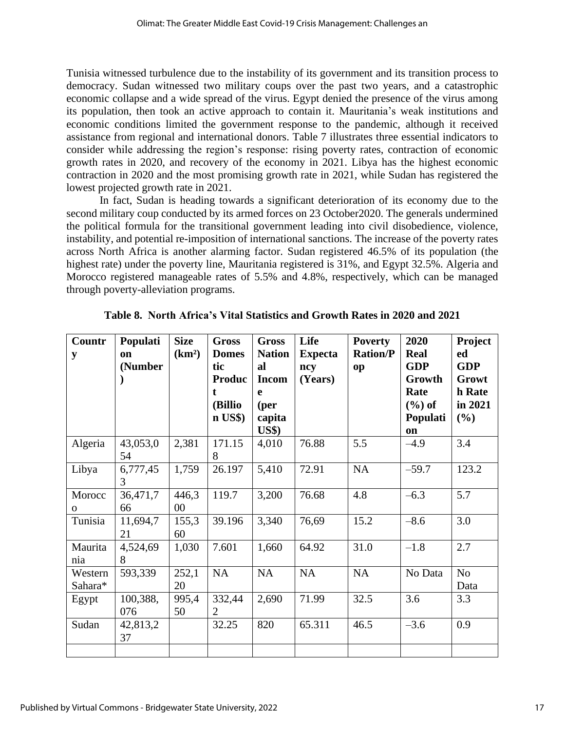Tunisia witnessed turbulence due to the instability of its government and its transition process to democracy. Sudan witnessed two military coups over the past two years, and a catastrophic economic collapse and a wide spread of the virus. Egypt denied the presence of the virus among its population, then took an active approach to contain it. Mauritania's weak institutions and economic conditions limited the government response to the pandemic, although it received assistance from regional and international donors. Table 7 illustrates three essential indicators to consider while addressing the region's response: rising poverty rates, contraction of economic growth rates in 2020, and recovery of the economy in 2021. Libya has the highest economic contraction in 2020 and the most promising growth rate in 2021, while Sudan has registered the lowest projected growth rate in 2021.

In fact, Sudan is heading towards a significant deterioration of its economy due to the second military coup conducted by its armed forces on 23 October2020. The generals undermined the political formula for the transitional government leading into civil disobedience, violence, instability, and potential re-imposition of international sanctions. The increase of the poverty rates across North Africa is another alarming factor. Sudan registered 46.5% of its population (the highest rate) under the poverty line, Mauritania registered is 31%, and Egypt 32.5%. Algeria and Morocco registered manageable rates of 5.5% and 4.8%, respectively, which can be managed through poverty-alleviation programs.

**Table 8. North Africa's Vital Statistics and Growth Rates in 2020 and 2021**

| Country | Population (Number) | Size (km²) | Gross Domestic Product (Billion US$) | Gross National Income (per capita US$) | Life Expectancy (Years) | Poverty Ration/Pop | 2020 Real GDP Growth Rate (%) of Population | Projected GDP Growth Rate in 2021 (%) |
|---|---|---|---|---|---|---|---|---|
| Algeria | 43,053,054 | 2,381 | 171.158 | 4,010 | 76.88 | 5.5 | –4.9 | 3.4 |
| Libya | 6,777,453 | 1,759 | 26.197 | 5,410 | 72.91 | NA | –59.7 | 123.2 |
| Morocco | 36,471,766 | 446,300 | 119.7 | 3,200 | 76.68 | 4.8 | –6.3 | 5.7 |
| Tunisia | 11,694,721 | 155,360 | 39.196 | 3,340 | 76,69 | 15.2 | –8.6 | 3.0 |
| Mauritania | 4,524,698 | 1,030 | 7.601 | 1,660 | 64.92 | 31.0 | –1.8 | 2.7 |
| Western Sahara* | 593,339 | 252,120 | NA | NA | NA | NA | No Data | No Data |
| Egypt | 100,388,076 | 995,450 | 332,442 | 2,690 | 71.99 | 32.5 | 3.6 | 3.3 |
| Sudan | 42,813,237 | | 32.25 | 820 | 65.311 | 46.5 | –3.6 | 0.9 |
| | | | | | | | | |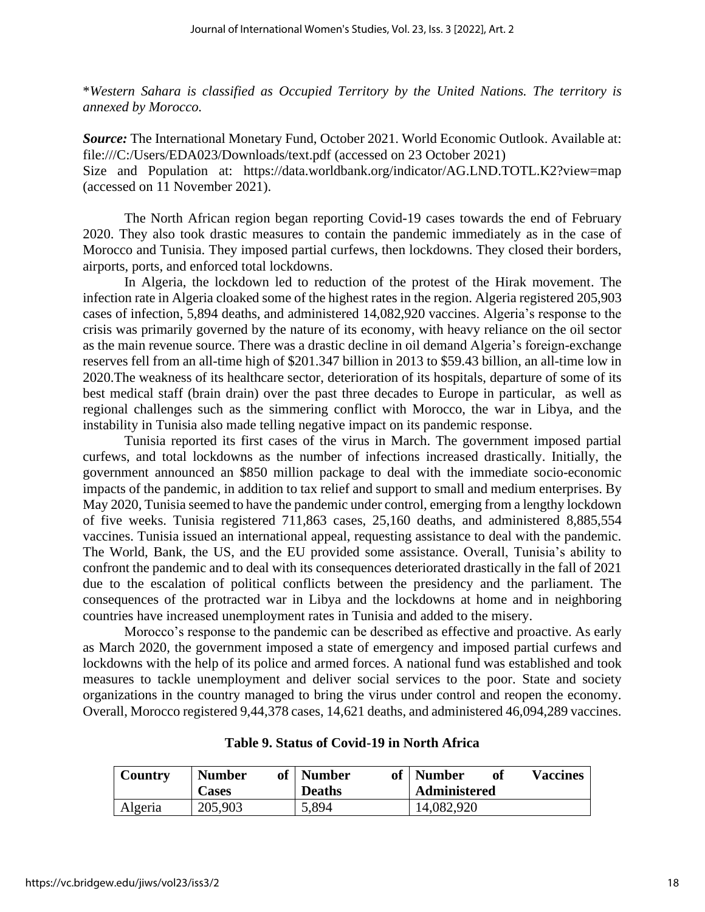*\*Western Sahara is classified as Occupied Territory by the United Nations. The territory is annexed by Morocco.*

***Source:*** The International Monetary Fund, October 2021. World Economic Outlook. Available at: file:///C:/Users/EDA023/Downloads/text.pdf (accessed on 23 October 2021)
Size and Population at: https://data.worldbank.org/indicator/AG.LND.TOTL.K2?view=map (accessed on 11 November 2021).

The North African region began reporting Covid-19 cases towards the end of February 2020. They also took drastic measures to contain the pandemic immediately as in the case of Morocco and Tunisia. They imposed partial curfews, then lockdowns. They closed their borders, airports, ports, and enforced total lockdowns.

In Algeria, the lockdown led to reduction of the protest of the Hirak movement. The infection rate in Algeria cloaked some of the highest rates in the region. Algeria registered 205,903 cases of infection, 5,894 deaths, and administered 14,082,920 vaccines. Algeria's response to the crisis was primarily governed by the nature of its economy, with heavy reliance on the oil sector as the main revenue source. There was a drastic decline in oil demand Algeria's foreign-exchange reserves fell from an all-time high of $201.347 billion in 2013 to $59.43 billion, an all-time low in 2020.The weakness of its healthcare sector, deterioration of its hospitals, departure of some of its best medical staff (brain drain) over the past three decades to Europe in particular, as well as regional challenges such as the simmering conflict with Morocco, the war in Libya, and the instability in Tunisia also made telling negative impact on its pandemic response.

Tunisia reported its first cases of the virus in March. The government imposed partial curfews, and total lockdowns as the number of infections increased drastically. Initially, the government announced an $850 million package to deal with the immediate socio-economic impacts of the pandemic, in addition to tax relief and support to small and medium enterprises. By May 2020, Tunisia seemed to have the pandemic under control, emerging from a lengthy lockdown of five weeks. Tunisia registered 711,863 cases, 25,160 deaths, and administered 8,885,554 vaccines. Tunisia issued an international appeal, requesting assistance to deal with the pandemic. The World, Bank, the US, and the EU provided some assistance. Overall, Tunisia's ability to confront the pandemic and to deal with its consequences deteriorated drastically in the fall of 2021 due to the escalation of political conflicts between the presidency and the parliament. The consequences of the protracted war in Libya and the lockdowns at home and in neighboring countries have increased unemployment rates in Tunisia and added to the misery.

Morocco's response to the pandemic can be described as effective and proactive. As early as March 2020, the government imposed a state of emergency and imposed partial curfews and lockdowns with the help of its police and armed forces. A national fund was established and took measures to tackle unemployment and deliver social services to the poor. State and society organizations in the country managed to bring the virus under control and reopen the economy. Overall, Morocco registered 9,44,378 cases, 14,621 deaths, and administered 46,094,289 vaccines.

**Table 9. Status of Covid-19 in North Africa**

| Country | Number of Cases | Number of Deaths | Number of Vaccines Administered |
|---|---|---|---|
| Algeria | 205,903 | 5,894 | 14,082,920 |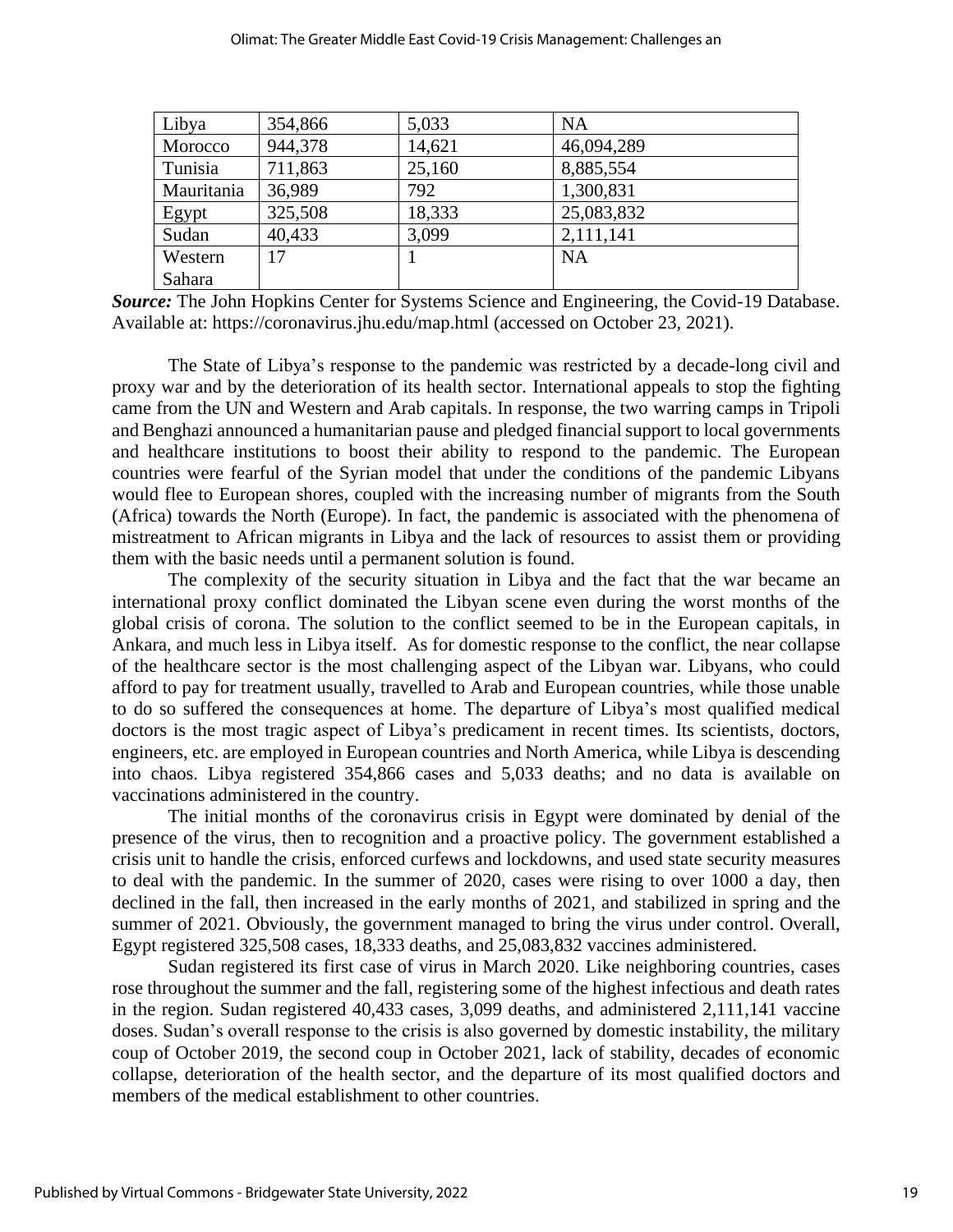| Libya | 354,866 | 5,033 | NA |
|---|---|---|---|
| Morocco | 944,378 | 14,621 | 46,094,289 |
| Tunisia | 711,863 | 25,160 | 8,885,554 |
| Mauritania | 36,989 | 792 | 1,300,831 |
| Egypt | 325,508 | 18,333 | 25,083,832 |
| Sudan | 40,433 | 3,099 | 2,111,141 |
| Western Sahara | 17 | 1 | NA |

***Source:*** The John Hopkins Center for Systems Science and Engineering, the Covid-19 Database. Available at: https://coronavirus.jhu.edu/map.html (accessed on October 23, 2021).

The State of Libya's response to the pandemic was restricted by a decade-long civil and proxy war and by the deterioration of its health sector. International appeals to stop the fighting came from the UN and Western and Arab capitals. In response, the two warring camps in Tripoli and Benghazi announced a humanitarian pause and pledged financial support to local governments and healthcare institutions to boost their ability to respond to the pandemic. The European countries were fearful of the Syrian model that under the conditions of the pandemic Libyans would flee to European shores, coupled with the increasing number of migrants from the South (Africa) towards the North (Europe). In fact, the pandemic is associated with the phenomena of mistreatment to African migrants in Libya and the lack of resources to assist them or providing them with the basic needs until a permanent solution is found.

The complexity of the security situation in Libya and the fact that the war became an international proxy conflict dominated the Libyan scene even during the worst months of the global crisis of corona. The solution to the conflict seemed to be in the European capitals, in Ankara, and much less in Libya itself. As for domestic response to the conflict, the near collapse of the healthcare sector is the most challenging aspect of the Libyan war. Libyans, who could afford to pay for treatment usually, travelled to Arab and European countries, while those unable to do so suffered the consequences at home. The departure of Libya's most qualified medical doctors is the most tragic aspect of Libya's predicament in recent times. Its scientists, doctors, engineers, etc. are employed in European countries and North America, while Libya is descending into chaos. Libya registered 354,866 cases and 5,033 deaths; and no data is available on vaccinations administered in the country.

The initial months of the coronavirus crisis in Egypt were dominated by denial of the presence of the virus, then to recognition and a proactive policy. The government established a crisis unit to handle the crisis, enforced curfews and lockdowns, and used state security measures to deal with the pandemic. In the summer of 2020, cases were rising to over 1000 a day, then declined in the fall, then increased in the early months of 2021, and stabilized in spring and the summer of 2021. Obviously, the government managed to bring the virus under control. Overall, Egypt registered 325,508 cases, 18,333 deaths, and 25,083,832 vaccines administered.

Sudan registered its first case of virus in March 2020. Like neighboring countries, cases rose throughout the summer and the fall, registering some of the highest infectious and death rates in the region. Sudan registered 40,433 cases, 3,099 deaths, and administered 2,111,141 vaccine doses. Sudan's overall response to the crisis is also governed by domestic instability, the military coup of October 2019, the second coup in October 2021, lack of stability, decades of economic collapse, deterioration of the health sector, and the departure of its most qualified doctors and members of the medical establishment to other countries.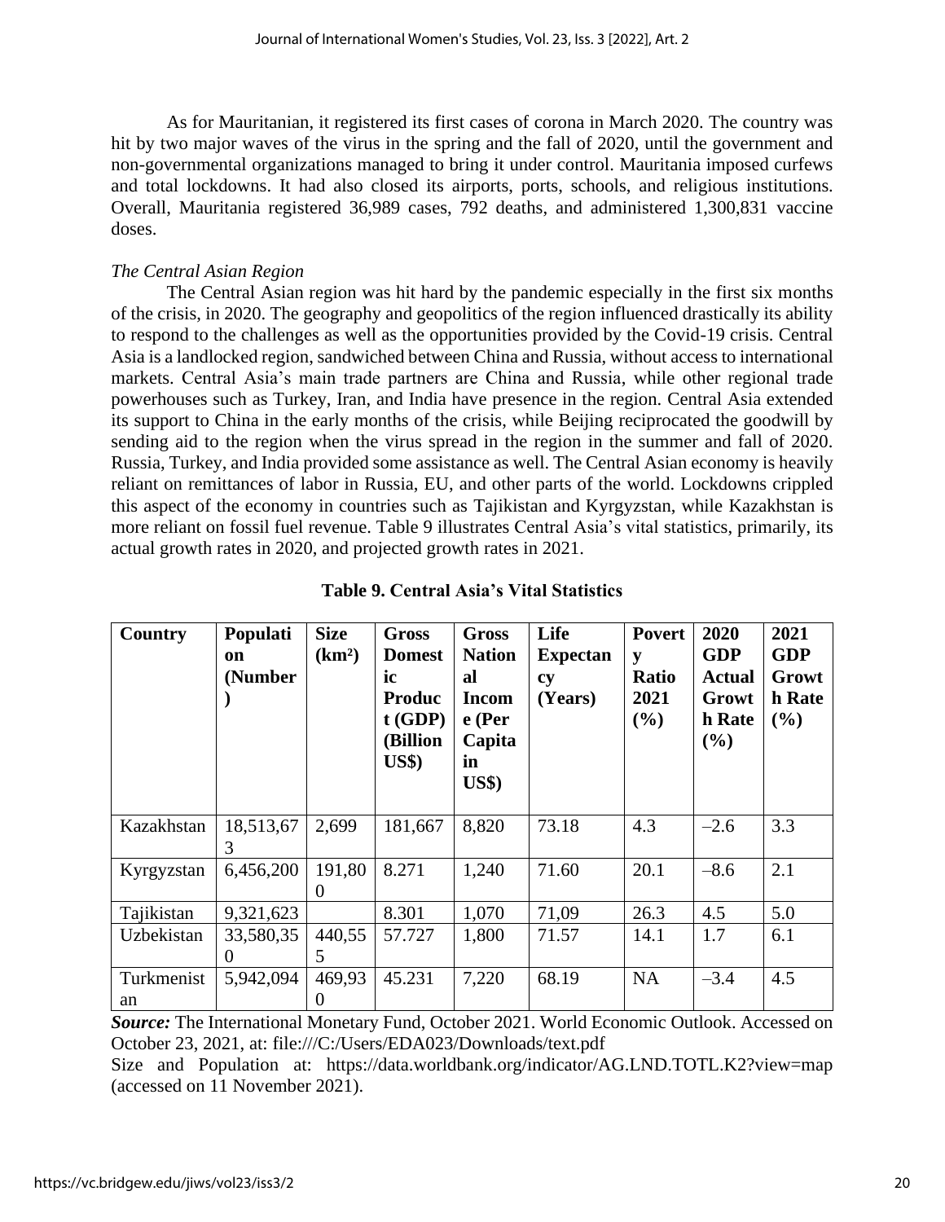As for Mauritanian, it registered its first cases of corona in March 2020. The country was hit by two major waves of the virus in the spring and the fall of 2020, until the government and non-governmental organizations managed to bring it under control. Mauritania imposed curfews and total lockdowns. It had also closed its airports, ports, schools, and religious institutions. Overall, Mauritania registered 36,989 cases, 792 deaths, and administered 1,300,831 vaccine doses.

*The Central Asian Region*

The Central Asian region was hit hard by the pandemic especially in the first six months of the crisis, in 2020. The geography and geopolitics of the region influenced drastically its ability to respond to the challenges as well as the opportunities provided by the Covid-19 crisis. Central Asia is a landlocked region, sandwiched between China and Russia, without access to international markets. Central Asia's main trade partners are China and Russia, while other regional trade powerhouses such as Turkey, Iran, and India have presence in the region. Central Asia extended its support to China in the early months of the crisis, while Beijing reciprocated the goodwill by sending aid to the region when the virus spread in the region in the summer and fall of 2020. Russia, Turkey, and India provided some assistance as well. The Central Asian economy is heavily reliant on remittances of labor in Russia, EU, and other parts of the world. Lockdowns crippled this aspect of the economy in countries such as Tajikistan and Kyrgyzstan, while Kazakhstan is more reliant on fossil fuel revenue. Table 9 illustrates Central Asia's vital statistics, primarily, its actual growth rates in 2020, and projected growth rates in 2021.

**Table 9. Central Asia's Vital Statistics**

| Country | Population (Number) | Size (km²) | Gross Domestic Product (GDP) (Billion US$) | Gross National Income (Per Capita in US$) | Life Expectancy (Years) | Poverty Ratio 2021 (%) | 2020 GDP Actual Growth Rate (%) | 2021 GDP Growth Rate (%) |
|---|---|---|---|---|---|---|---|---|
| Kazakhstan | 18,513,673 | 2,699 | 181,667 | 8,820 | 73.18 | 4.3 | –2.6 | 3.3 |
| Kyrgyzstan | 6,456,200 | 191,800 | 8.271 | 1,240 | 71.60 | 20.1 | –8.6 | 2.1 |
| Tajikistan | 9,321,623 | | 8.301 | 1,070 | 71,09 | 26.3 | 4.5 | 5.0 |
| Uzbekistan | 33,580,350 | 440,555 | 57.727 | 1,800 | 71.57 | 14.1 | 1.7 | 6.1 |
| Turkmenistan | 5,942,094 | 469,930 | 45.231 | 7,220 | 68.19 | NA | –3.4 | 4.5 |

***Source:*** The International Monetary Fund, October 2021. World Economic Outlook. Accessed on October 23, 2021, at: file:///C:/Users/EDA023/Downloads/text.pdf

Size and Population at: https://data.worldbank.org/indicator/AG.LND.TOTL.K2?view=map (accessed on 11 November 2021).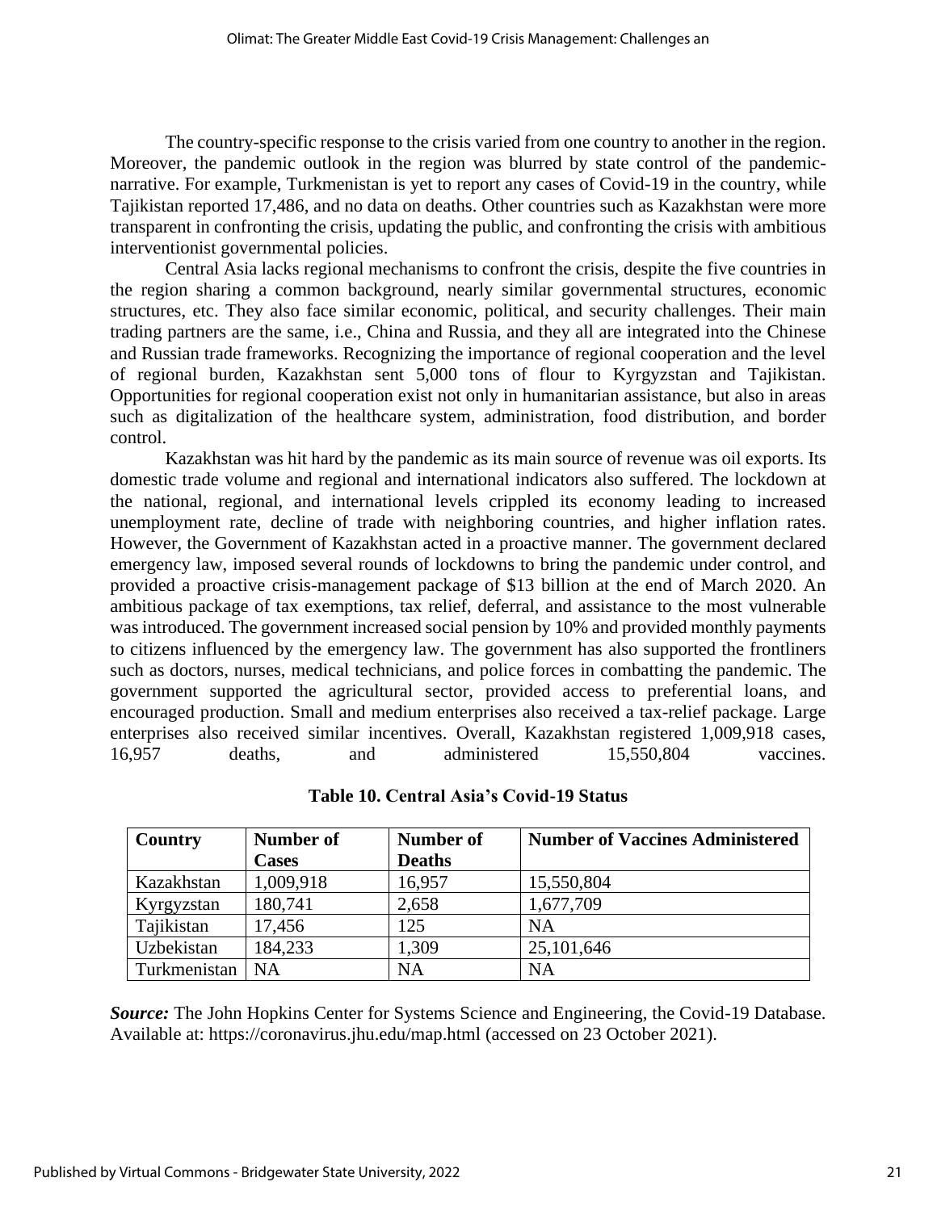The country-specific response to the crisis varied from one country to another in the region. Moreover, the pandemic outlook in the region was blurred by state control of the pandemic-narrative. For example, Turkmenistan is yet to report any cases of Covid-19 in the country, while Tajikistan reported 17,486, and no data on deaths. Other countries such as Kazakhstan were more transparent in confronting the crisis, updating the public, and confronting the crisis with ambitious interventionist governmental policies.

Central Asia lacks regional mechanisms to confront the crisis, despite the five countries in the region sharing a common background, nearly similar governmental structures, economic structures, etc. They also face similar economic, political, and security challenges. Their main trading partners are the same, i.e., China and Russia, and they all are integrated into the Chinese and Russian trade frameworks. Recognizing the importance of regional cooperation and the level of regional burden, Kazakhstan sent 5,000 tons of flour to Kyrgyzstan and Tajikistan. Opportunities for regional cooperation exist not only in humanitarian assistance, but also in areas such as digitalization of the healthcare system, administration, food distribution, and border control.

Kazakhstan was hit hard by the pandemic as its main source of revenue was oil exports. Its domestic trade volume and regional and international indicators also suffered. The lockdown at the national, regional, and international levels crippled its economy leading to increased unemployment rate, decline of trade with neighboring countries, and higher inflation rates. However, the Government of Kazakhstan acted in a proactive manner. The government declared emergency law, imposed several rounds of lockdowns to bring the pandemic under control, and provided a proactive crisis-management package of $13 billion at the end of March 2020. An ambitious package of tax exemptions, tax relief, deferral, and assistance to the most vulnerable was introduced. The government increased social pension by 10% and provided monthly payments to citizens influenced by the emergency law. The government has also supported the frontliners such as doctors, nurses, medical technicians, and police forces in combatting the pandemic. The government supported the agricultural sector, provided access to preferential loans, and encouraged production. Small and medium enterprises also received a tax-relief package. Large enterprises also received similar incentives. Overall, Kazakhstan registered 1,009,918 cases, 16,957 deaths, and administered 15,550,804 vaccines.

**Table 10. Central Asia's Covid-19 Status**

| Country | Number of Cases | Number of Deaths | Number of Vaccines Administered |
|---|---|---|---|
| Kazakhstan | 1,009,918 | 16,957 | 15,550,804 |
| Kyrgyzstan | 180,741 | 2,658 | 1,677,709 |
| Tajikistan | 17,456 | 125 | NA |
| Uzbekistan | 184,233 | 1,309 | 25,101,646 |
| Turkmenistan | NA | NA | NA |

***Source:*** The John Hopkins Center for Systems Science and Engineering, the Covid-19 Database. Available at: https://coronavirus.jhu.edu/map.html (accessed on 23 October 2021).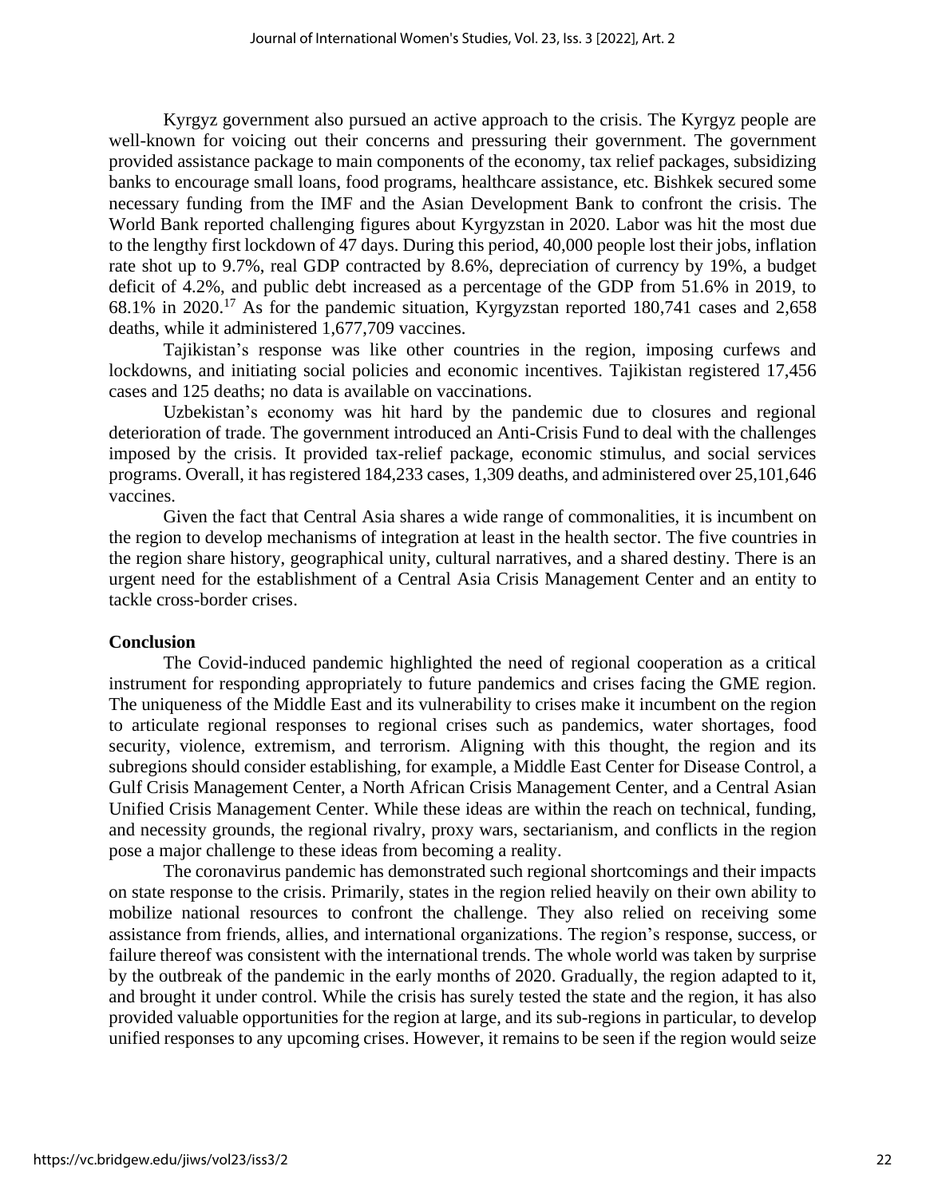Kyrgyz government also pursued an active approach to the crisis. The Kyrgyz people are well-known for voicing out their concerns and pressuring their government. The government provided assistance package to main components of the economy, tax relief packages, subsidizing banks to encourage small loans, food programs, healthcare assistance, etc. Bishkek secured some necessary funding from the IMF and the Asian Development Bank to confront the crisis. The World Bank reported challenging figures about Kyrgyzstan in 2020. Labor was hit the most due to the lengthy first lockdown of 47 days. During this period, 40,000 people lost their jobs, inflation rate shot up to 9.7%, real GDP contracted by 8.6%, depreciation of currency by 19%, a budget deficit of 4.2%, and public debt increased as a percentage of the GDP from 51.6% in 2019, to 68.1% in 2020.[17] As for the pandemic situation, Kyrgyzstan reported 180,741 cases and 2,658 deaths, while it administered 1,677,709 vaccines.

Tajikistan's response was like other countries in the region, imposing curfews and lockdowns, and initiating social policies and economic incentives. Tajikistan registered 17,456 cases and 125 deaths; no data is available on vaccinations.

Uzbekistan's economy was hit hard by the pandemic due to closures and regional deterioration of trade. The government introduced an Anti-Crisis Fund to deal with the challenges imposed by the crisis. It provided tax-relief package, economic stimulus, and social services programs. Overall, it has registered 184,233 cases, 1,309 deaths, and administered over 25,101,646 vaccines.

Given the fact that Central Asia shares a wide range of commonalities, it is incumbent on the region to develop mechanisms of integration at least in the health sector. The five countries in the region share history, geographical unity, cultural narratives, and a shared destiny. There is an urgent need for the establishment of a Central Asia Crisis Management Center and an entity to tackle cross-border crises.

## Conclusion

The Covid-induced pandemic highlighted the need of regional cooperation as a critical instrument for responding appropriately to future pandemics and crises facing the GME region. The uniqueness of the Middle East and its vulnerability to crises make it incumbent on the region to articulate regional responses to regional crises such as pandemics, water shortages, food security, violence, extremism, and terrorism. Aligning with this thought, the region and its subregions should consider establishing, for example, a Middle East Center for Disease Control, a Gulf Crisis Management Center, a North African Crisis Management Center, and a Central Asian Unified Crisis Management Center. While these ideas are within the reach on technical, funding, and necessity grounds, the regional rivalry, proxy wars, sectarianism, and conflicts in the region pose a major challenge to these ideas from becoming a reality.

The coronavirus pandemic has demonstrated such regional shortcomings and their impacts on state response to the crisis. Primarily, states in the region relied heavily on their own ability to mobilize national resources to confront the challenge. They also relied on receiving some assistance from friends, allies, and international organizations. The region's response, success, or failure thereof was consistent with the international trends. The whole world was taken by surprise by the outbreak of the pandemic in the early months of 2020. Gradually, the region adapted to it, and brought it under control. While the crisis has surely tested the state and the region, it has also provided valuable opportunities for the region at large, and its sub-regions in particular, to develop unified responses to any upcoming crises. However, it remains to be seen if the region would seize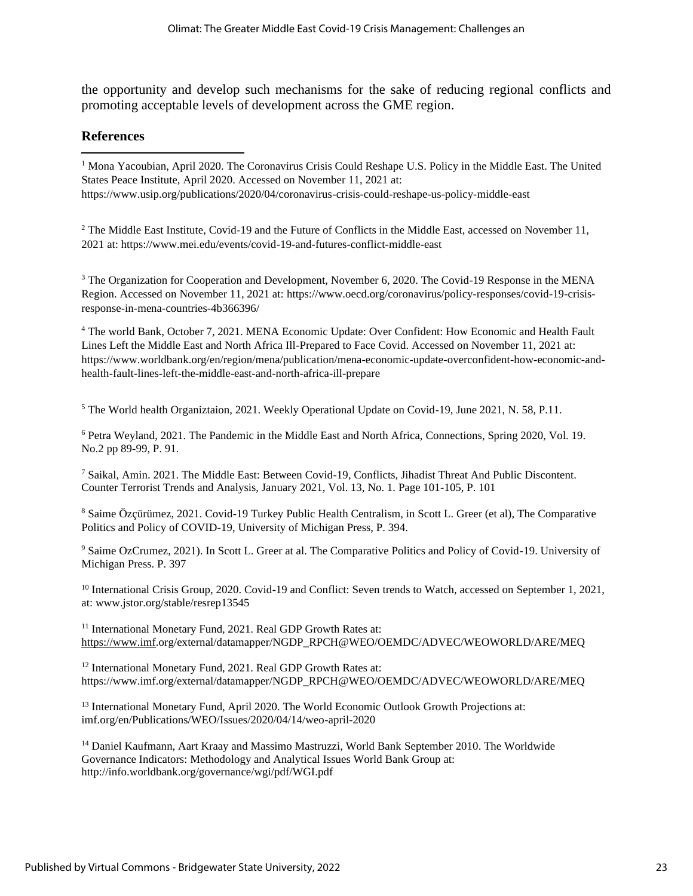the opportunity and develop such mechanisms for the sake of reducing regional conflicts and promoting acceptable levels of development across the GME region.

## References

[1] Mona Yacoubian, April 2020. The Coronavirus Crisis Could Reshape U.S. Policy in the Middle East. The United States Peace Institute, April 2020. Accessed on November 11, 2021 at: https://www.usip.org/publications/2020/04/coronavirus-crisis-could-reshape-us-policy-middle-east

[2] The Middle East Institute, Covid-19 and the Future of Conflicts in the Middle East, accessed on November 11, 2021 at: https://www.mei.edu/events/covid-19-and-futures-conflict-middle-east

[3] The Organization for Cooperation and Development, November 6, 2020. The Covid-19 Response in the MENA Region. Accessed on November 11, 2021 at: https://www.oecd.org/coronavirus/policy-responses/covid-19-crisis-response-in-mena-countries-4b366396/

[4] The world Bank, October 7, 2021. MENA Economic Update: Over Confident: How Economic and Health Fault Lines Left the Middle East and North Africa Ill-Prepared to Face Covid. Accessed on November 11, 2021 at: https://www.worldbank.org/en/region/mena/publication/mena-economic-update-overconfident-how-economic-and-health-fault-lines-left-the-middle-east-and-north-africa-ill-prepare

[5] The World health Organiztaion, 2021. Weekly Operational Update on Covid-19, June 2021, N. 58, P.11.

[6] Petra Weyland, 2021. The Pandemic in the Middle East and North Africa, Connections, Spring 2020, Vol. 19. No.2 pp 89-99, P. 91.

[7] Saikal, Amin. 2021. The Middle East: Between Covid-19, Conflicts, Jihadist Threat And Public Discontent. Counter Terrorist Trends and Analysis, January 2021, Vol. 13, No. 1. Page 101-105, P. 101

[8] Saime Özçürümez, 2021. Covid-19 Turkey Public Health Centralism, in Scott L. Greer (et al), The Comparative Politics and Policy of COVID-19, University of Michigan Press, P. 394.

[9] Saime OzCrumez, 2021). In Scott L. Greer at al. The Comparative Politics and Policy of Covid-19. University of Michigan Press. P. 397

[10] International Crisis Group, 2020. Covid-19 and Conflict: Seven trends to Watch, accessed on September 1, 2021, at: www.jstor.org/stable/resrep13545

[11] International Monetary Fund, 2021. Real GDP Growth Rates at: https://www.imf.org/external/datamapper/NGDP_RPCH@WEO/OEMDC/ADVEC/WEOWORLD/ARE/MEQ

[12] International Monetary Fund, 2021. Real GDP Growth Rates at: https://www.imf.org/external/datamapper/NGDP_RPCH@WEO/OEMDC/ADVEC/WEOWORLD/ARE/MEQ

[13] International Monetary Fund, April 2020. The World Economic Outlook Growth Projections at: imf.org/en/Publications/WEO/Issues/2020/04/14/weo-april-2020

[14] Daniel Kaufmann, Aart Kraay and Massimo Mastruzzi, World Bank September 2010. The Worldwide Governance Indicators: Methodology and Analytical Issues World Bank Group at: http://info.worldbank.org/governance/wgi/pdf/WGI.pdf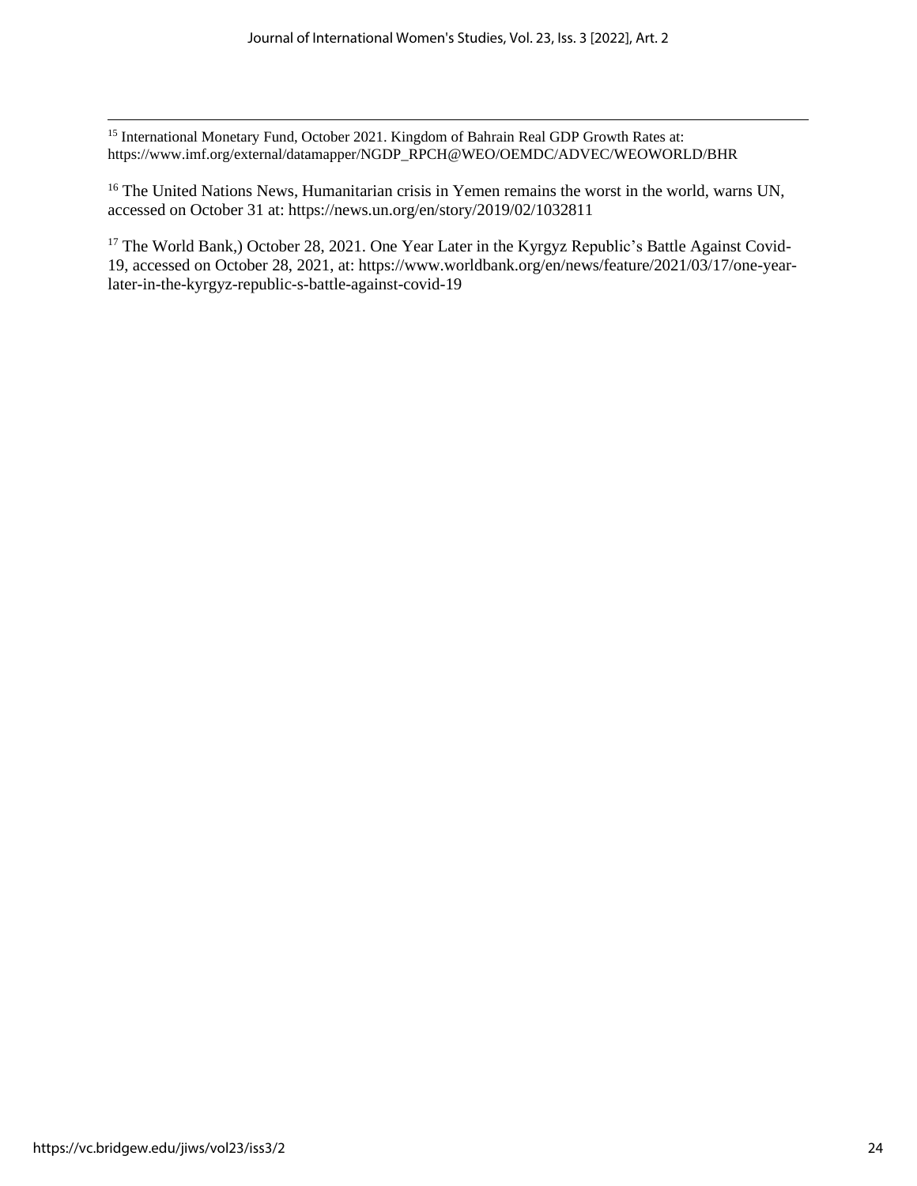[15] International Monetary Fund, October 2021. Kingdom of Bahrain Real GDP Growth Rates at: https://www.imf.org/external/datamapper/NGDP_RPCH@WEO/OEMDC/ADVEC/WEOWORLD/BHR

[16] The United Nations News, Humanitarian crisis in Yemen remains the worst in the world, warns UN, accessed on October 31 at: https://news.un.org/en/story/2019/02/1032811

[17] The World Bank,) October 28, 2021. One Year Later in the Kyrgyz Republic's Battle Against Covid-19, accessed on October 28, 2021, at: https://www.worldbank.org/en/news/feature/2021/03/17/one-year-later-in-the-kyrgyz-republic-s-battle-against-covid-19